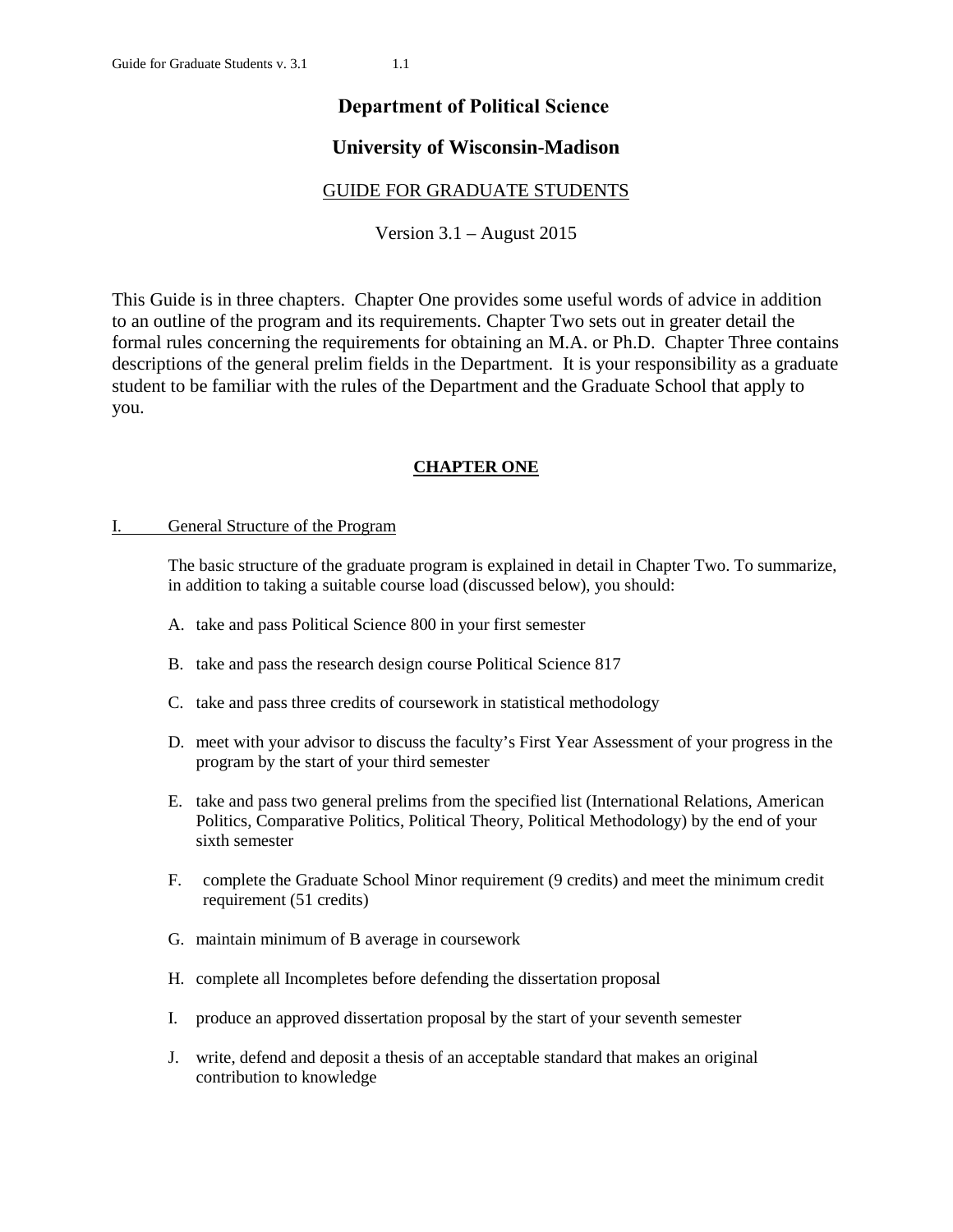# Department of Political Science

# University of Wisconsin-Madison

## GUIDE FOR GRADUATE STUDENTS

Version 3.1 – August 2015

This Guide is in three chapters. Chapter One provides some useful words of advice in addition to an outline of the program and its requirements. Chapter Two sets out in greater detail the formal rules concerning the requirements for obtaining an M.A. or Ph.D. Chapter Three contains descriptions of the general prelim fields in the Department. It is your responsibility as a graduate student to be familiar with the rules of the Department and the Graduate School that apply to you.

## CHAPTER ONE

### I. General Structure of the Program

The basic structure of the graduate program is explained in detail in Chapter Two. To summarize, in addition to taking a suitable course load (discussed below), you should:

A. take and pass Political Science 800 in your first semester

B. take and pass the research design course Political Science 817

C. take and pass three credits of coursework in statistical methodology

D. meet with your advisor to discuss the faculty's First Year Assessment of your progress in the program by the start of your third semester

E. take and pass two general prelims from the specified list (International Relations, American Politics, Comparative Politics, Political Theory, Political Methodology) by the end of your sixth semester

F. complete the Graduate School Minor requirement (9 credits) and meet the minimum credit requirement (51 credits)

G. maintain minimum of B average in coursework

H. complete all Incompletes before defending the dissertation proposal

I. produce an approved dissertation proposal by the start of your seventh semester

J. write, defend and deposit a thesis of an acceptable standard that makes an original contribution to knowledge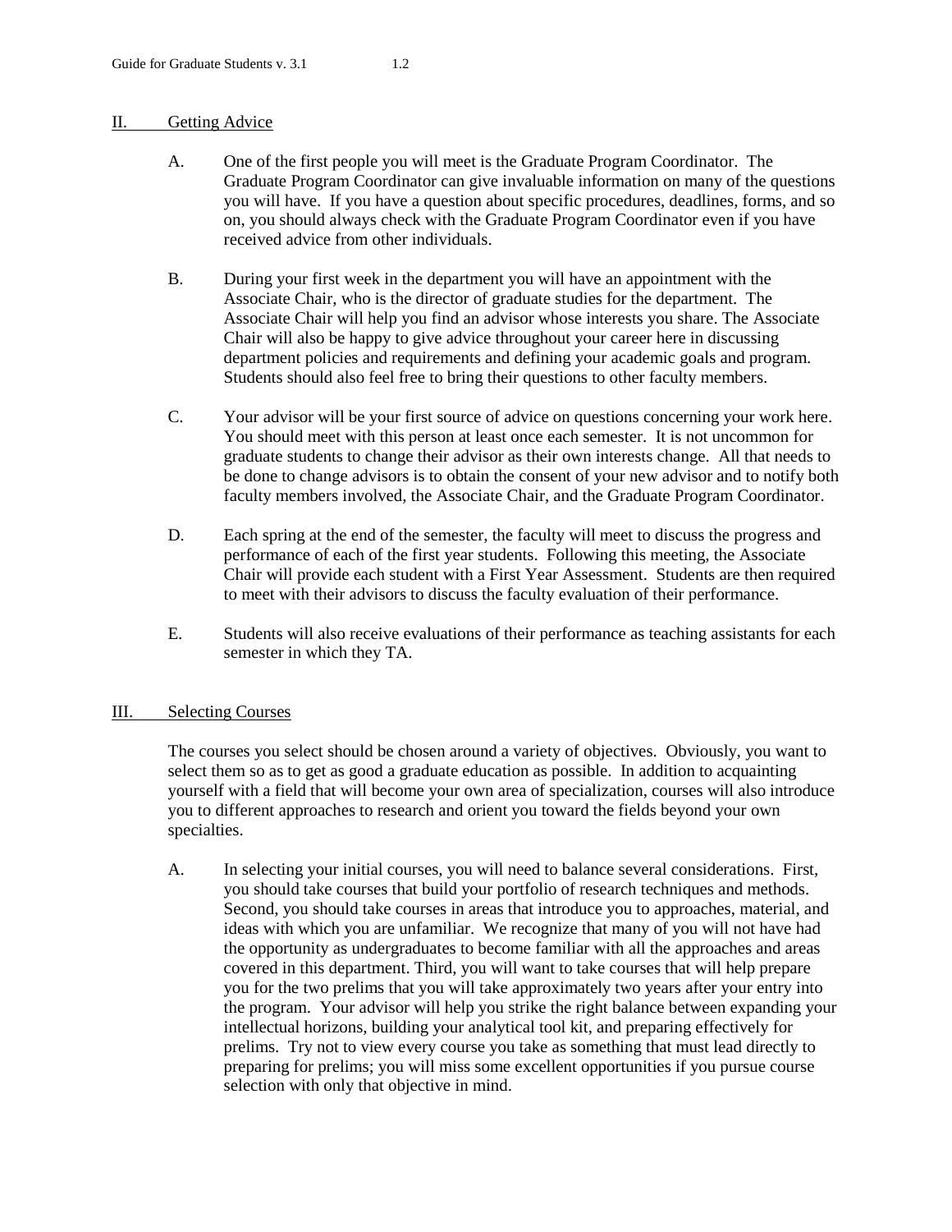## II. Getting Advice

A. One of the first people you will meet is the Graduate Program Coordinator. The Graduate Program Coordinator can give invaluable information on many of the questions you will have. If you have a question about specific procedures, deadlines, forms, and so on, you should always check with the Graduate Program Coordinator even if you have received advice from other individuals.

B. During your first week in the department you will have an appointment with the Associate Chair, who is the director of graduate studies for the department. The Associate Chair will help you find an advisor whose interests you share. The Associate Chair will also be happy to give advice throughout your career here in discussing department policies and requirements and defining your academic goals and program. Students should also feel free to bring their questions to other faculty members.

C. Your advisor will be your first source of advice on questions concerning your work here. You should meet with this person at least once each semester. It is not uncommon for graduate students to change their advisor as their own interests change. All that needs to be done to change advisors is to obtain the consent of your new advisor and to notify both faculty members involved, the Associate Chair, and the Graduate Program Coordinator.

D. Each spring at the end of the semester, the faculty will meet to discuss the progress and performance of each of the first year students. Following this meeting, the Associate Chair will provide each student with a First Year Assessment. Students are then required to meet with their advisors to discuss the faculty evaluation of their performance.

E. Students will also receive evaluations of their performance as teaching assistants for each semester in which they TA.

## III. Selecting Courses

The courses you select should be chosen around a variety of objectives. Obviously, you want to select them so as to get as good a graduate education as possible. In addition to acquainting yourself with a field that will become your own area of specialization, courses will also introduce you to different approaches to research and orient you toward the fields beyond your own specialties.

A. In selecting your initial courses, you will need to balance several considerations. First, you should take courses that build your portfolio of research techniques and methods. Second, you should take courses in areas that introduce you to approaches, material, and ideas with which you are unfamiliar. We recognize that many of you will not have had the opportunity as undergraduates to become familiar with all the approaches and areas covered in this department. Third, you will want to take courses that will help prepare you for the two prelims that you will take approximately two years after your entry into the program. Your advisor will help you strike the right balance between expanding your intellectual horizons, building your analytical tool kit, and preparing effectively for prelims. Try not to view every course you take as something that must lead directly to preparing for prelims; you will miss some excellent opportunities if you pursue course selection with only that objective in mind.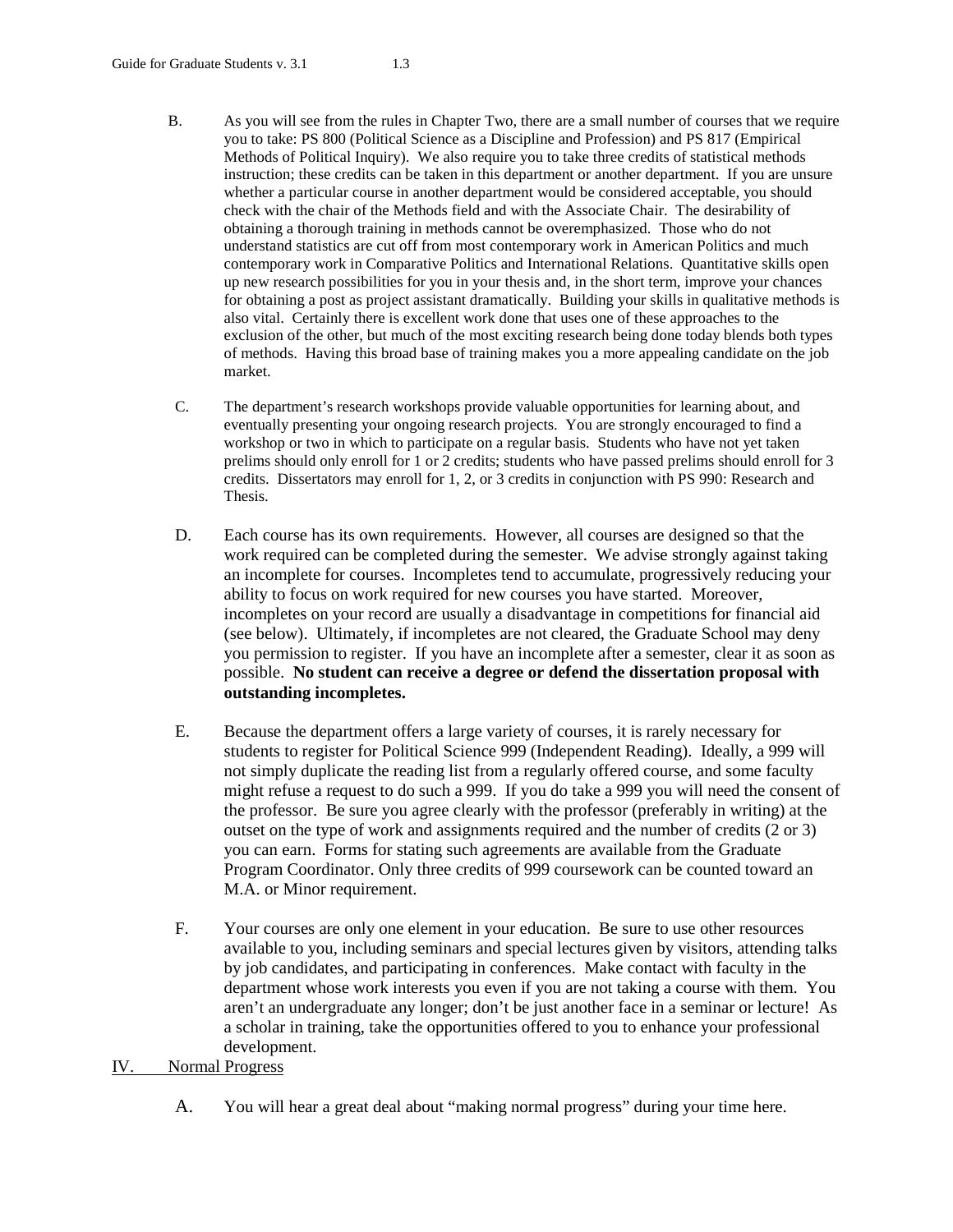B. As you will see from the rules in Chapter Two, there are a small number of courses that we require you to take: PS 800 (Political Science as a Discipline and Profession) and PS 817 (Empirical Methods of Political Inquiry). We also require you to take three credits of statistical methods instruction; these credits can be taken in this department or another department. If you are unsure whether a particular course in another department would be considered acceptable, you should check with the chair of the Methods field and with the Associate Chair. The desirability of obtaining a thorough training in methods cannot be overemphasized. Those who do not understand statistics are cut off from most contemporary work in American Politics and much contemporary work in Comparative Politics and International Relations. Quantitative skills open up new research possibilities for you in your thesis and, in the short term, improve your chances for obtaining a post as project assistant dramatically. Building your skills in qualitative methods is also vital. Certainly there is excellent work done that uses one of these approaches to the exclusion of the other, but much of the most exciting research being done today blends both types of methods. Having this broad base of training makes you a more appealing candidate on the job market.

C. The department's research workshops provide valuable opportunities for learning about, and eventually presenting your ongoing research projects. You are strongly encouraged to find a workshop or two in which to participate on a regular basis. Students who have not yet taken prelims should only enroll for 1 or 2 credits; students who have passed prelims should enroll for 3 credits. Dissertators may enroll for 1, 2, or 3 credits in conjunction with PS 990: Research and Thesis.

D. Each course has its own requirements. However, all courses are designed so that the work required can be completed during the semester. We advise strongly against taking an incomplete for courses. Incompletes tend to accumulate, progressively reducing your ability to focus on work required for new courses you have started. Moreover, incompletes on your record are usually a disadvantage in competitions for financial aid (see below). Ultimately, if incompletes are not cleared, the Graduate School may deny you permission to register. If you have an incomplete after a semester, clear it as soon as possible. **No student can receive a degree or defend the dissertation proposal with outstanding incompletes.**

E. Because the department offers a large variety of courses, it is rarely necessary for students to register for Political Science 999 (Independent Reading). Ideally, a 999 will not simply duplicate the reading list from a regularly offered course, and some faculty might refuse a request to do such a 999. If you do take a 999 you will need the consent of the professor. Be sure you agree clearly with the professor (preferably in writing) at the outset on the type of work and assignments required and the number of credits (2 or 3) you can earn. Forms for stating such agreements are available from the Graduate Program Coordinator. Only three credits of 999 coursework can be counted toward an M.A. or Minor requirement.

F. Your courses are only one element in your education. Be sure to use other resources available to you, including seminars and special lectures given by visitors, attending talks by job candidates, and participating in conferences. Make contact with faculty in the department whose work interests you even if you are not taking a course with them. You aren't an undergraduate any longer; don't be just another face in a seminar or lecture! As a scholar in training, take the opportunities offered to you to enhance your professional development.

## IV. Normal Progress

A. You will hear a great deal about "making normal progress" during your time here.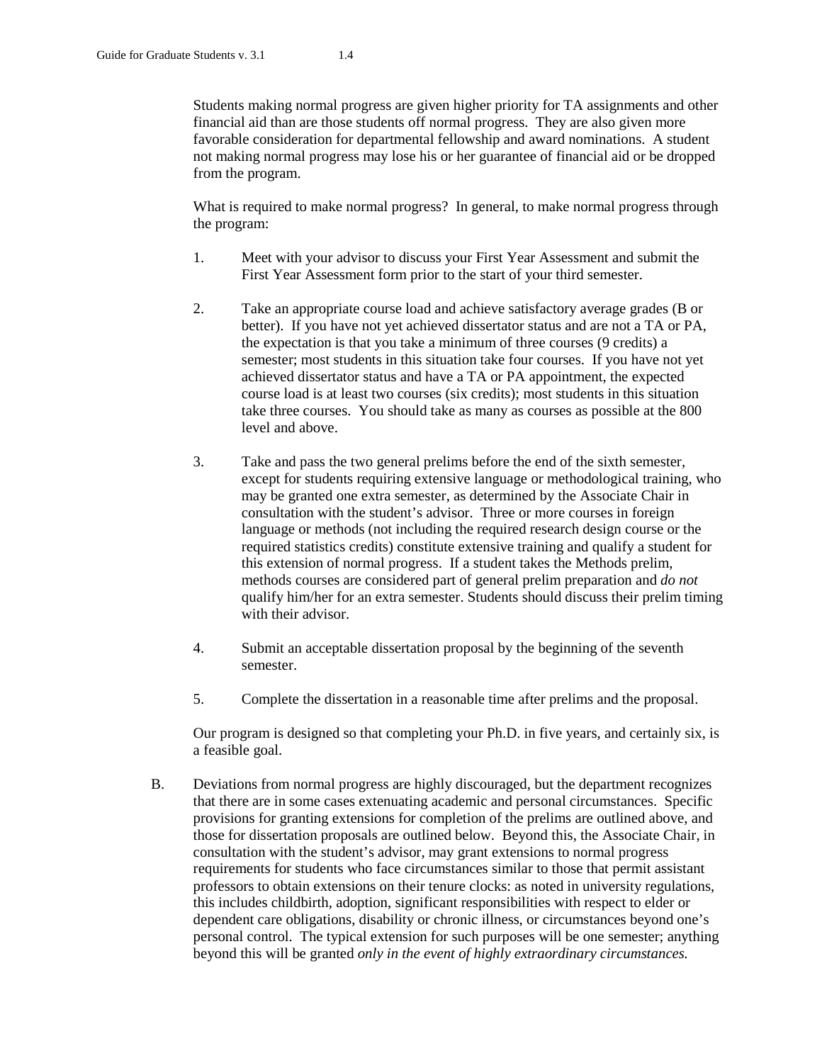Students making normal progress are given higher priority for TA assignments and other financial aid than are those students off normal progress. They are also given more favorable consideration for departmental fellowship and award nominations. A student not making normal progress may lose his or her guarantee of financial aid or be dropped from the program.

What is required to make normal progress? In general, to make normal progress through the program:

1. Meet with your advisor to discuss your First Year Assessment and submit the First Year Assessment form prior to the start of your third semester.

2. Take an appropriate course load and achieve satisfactory average grades (B or better). If you have not yet achieved dissertator status and are not a TA or PA, the expectation is that you take a minimum of three courses (9 credits) a semester; most students in this situation take four courses. If you have not yet achieved dissertator status and have a TA or PA appointment, the expected course load is at least two courses (six credits); most students in this situation take three courses. You should take as many as courses as possible at the 800 level and above.

3. Take and pass the two general prelims before the end of the sixth semester, except for students requiring extensive language or methodological training, who may be granted one extra semester, as determined by the Associate Chair in consultation with the student's advisor. Three or more courses in foreign language or methods (not including the required research design course or the required statistics credits) constitute extensive training and qualify a student for this extension of normal progress. If a student takes the Methods prelim, methods courses are considered part of general prelim preparation and *do not* qualify him/her for an extra semester. Students should discuss their prelim timing with their advisor.

4. Submit an acceptable dissertation proposal by the beginning of the seventh semester.

5. Complete the dissertation in a reasonable time after prelims and the proposal.

Our program is designed so that completing your Ph.D. in five years, and certainly six, is a feasible goal.

B. Deviations from normal progress are highly discouraged, but the department recognizes that there are in some cases extenuating academic and personal circumstances. Specific provisions for granting extensions for completion of the prelims are outlined above, and those for dissertation proposals are outlined below. Beyond this, the Associate Chair, in consultation with the student's advisor, may grant extensions to normal progress requirements for students who face circumstances similar to those that permit assistant professors to obtain extensions on their tenure clocks: as noted in university regulations, this includes childbirth, adoption, significant responsibilities with respect to elder or dependent care obligations, disability or chronic illness, or circumstances beyond one's personal control. The typical extension for such purposes will be one semester; anything beyond this will be granted *only in the event of highly extraordinary circumstances.*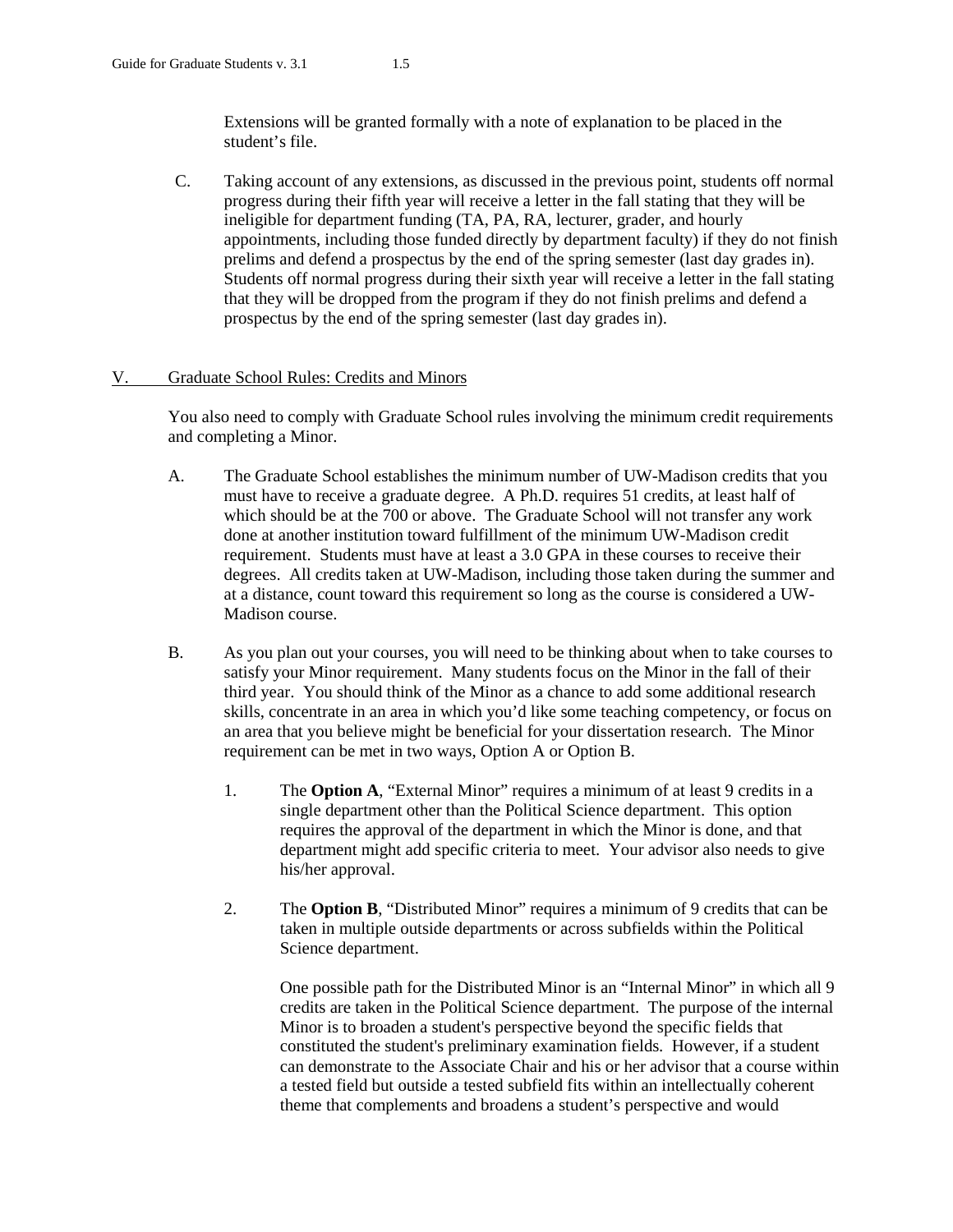Extensions will be granted formally with a note of explanation to be placed in the student's file.

C. Taking account of any extensions, as discussed in the previous point, students off normal progress during their fifth year will receive a letter in the fall stating that they will be ineligible for department funding (TA, PA, RA, lecturer, grader, and hourly appointments, including those funded directly by department faculty) if they do not finish prelims and defend a prospectus by the end of the spring semester (last day grades in). Students off normal progress during their sixth year will receive a letter in the fall stating that they will be dropped from the program if they do not finish prelims and defend a prospectus by the end of the spring semester (last day grades in).

## V. Graduate School Rules: Credits and Minors

You also need to comply with Graduate School rules involving the minimum credit requirements and completing a Minor.

A. The Graduate School establishes the minimum number of UW-Madison credits that you must have to receive a graduate degree. A Ph.D. requires 51 credits, at least half of which should be at the 700 or above. The Graduate School will not transfer any work done at another institution toward fulfillment of the minimum UW-Madison credit requirement. Students must have at least a 3.0 GPA in these courses to receive their degrees. All credits taken at UW-Madison, including those taken during the summer and at a distance, count toward this requirement so long as the course is considered a UW-Madison course.

B. As you plan out your courses, you will need to be thinking about when to take courses to satisfy your Minor requirement. Many students focus on the Minor in the fall of their third year. You should think of the Minor as a chance to add some additional research skills, concentrate in an area in which you'd like some teaching competency, or focus on an area that you believe might be beneficial for your dissertation research. The Minor requirement can be met in two ways, Option A or Option B.

1. The **Option A**, "External Minor" requires a minimum of at least 9 credits in a single department other than the Political Science department. This option requires the approval of the department in which the Minor is done, and that department might add specific criteria to meet. Your advisor also needs to give his/her approval.

2. The **Option B**, "Distributed Minor" requires a minimum of 9 credits that can be taken in multiple outside departments or across subfields within the Political Science department.

   One possible path for the Distributed Minor is an "Internal Minor" in which all 9 credits are taken in the Political Science department. The purpose of the internal Minor is to broaden a student's perspective beyond the specific fields that constituted the student's preliminary examination fields. However, if a student can demonstrate to the Associate Chair and his or her advisor that a course within a tested field but outside a tested subfield fits within an intellectually coherent theme that complements and broadens a student's perspective and would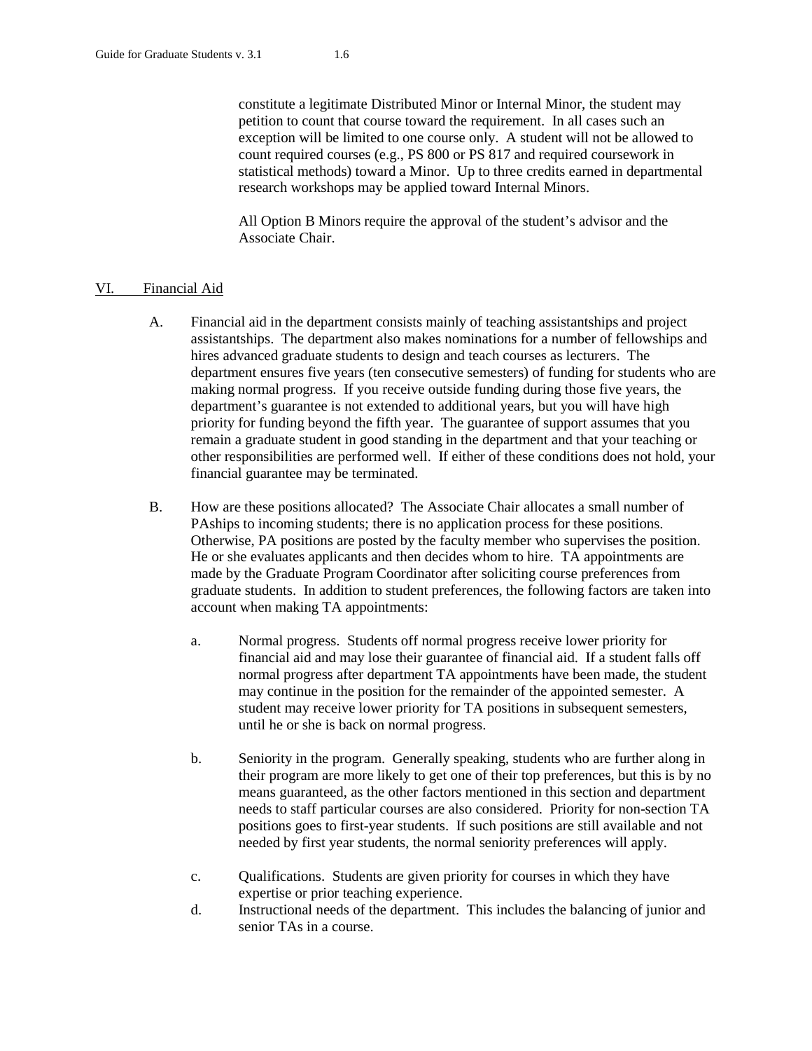constitute a legitimate Distributed Minor or Internal Minor, the student may petition to count that course toward the requirement. In all cases such an exception will be limited to one course only. A student will not be allowed to count required courses (e.g., PS 800 or PS 817 and required coursework in statistical methods) toward a Minor. Up to three credits earned in departmental research workshops may be applied toward Internal Minors.

All Option B Minors require the approval of the student's advisor and the Associate Chair.

## VI. Financial Aid

A. Financial aid in the department consists mainly of teaching assistantships and project assistantships. The department also makes nominations for a number of fellowships and hires advanced graduate students to design and teach courses as lecturers. The department ensures five years (ten consecutive semesters) of funding for students who are making normal progress. If you receive outside funding during those five years, the department's guarantee is not extended to additional years, but you will have high priority for funding beyond the fifth year. The guarantee of support assumes that you remain a graduate student in good standing in the department and that your teaching or other responsibilities are performed well. If either of these conditions does not hold, your financial guarantee may be terminated.

B. How are these positions allocated? The Associate Chair allocates a small number of PAships to incoming students; there is no application process for these positions. Otherwise, PA positions are posted by the faculty member who supervises the position. He or she evaluates applicants and then decides whom to hire. TA appointments are made by the Graduate Program Coordinator after soliciting course preferences from graduate students. In addition to student preferences, the following factors are taken into account when making TA appointments:

a. Normal progress. Students off normal progress receive lower priority for financial aid and may lose their guarantee of financial aid. If a student falls off normal progress after department TA appointments have been made, the student may continue in the position for the remainder of the appointed semester. A student may receive lower priority for TA positions in subsequent semesters, until he or she is back on normal progress.

b. Seniority in the program. Generally speaking, students who are further along in their program are more likely to get one of their top preferences, but this is by no means guaranteed, as the other factors mentioned in this section and department needs to staff particular courses are also considered. Priority for non-section TA positions goes to first-year students. If such positions are still available and not needed by first year students, the normal seniority preferences will apply.

c. Qualifications. Students are given priority for courses in which they have expertise or prior teaching experience.

d. Instructional needs of the department. This includes the balancing of junior and senior TAs in a course.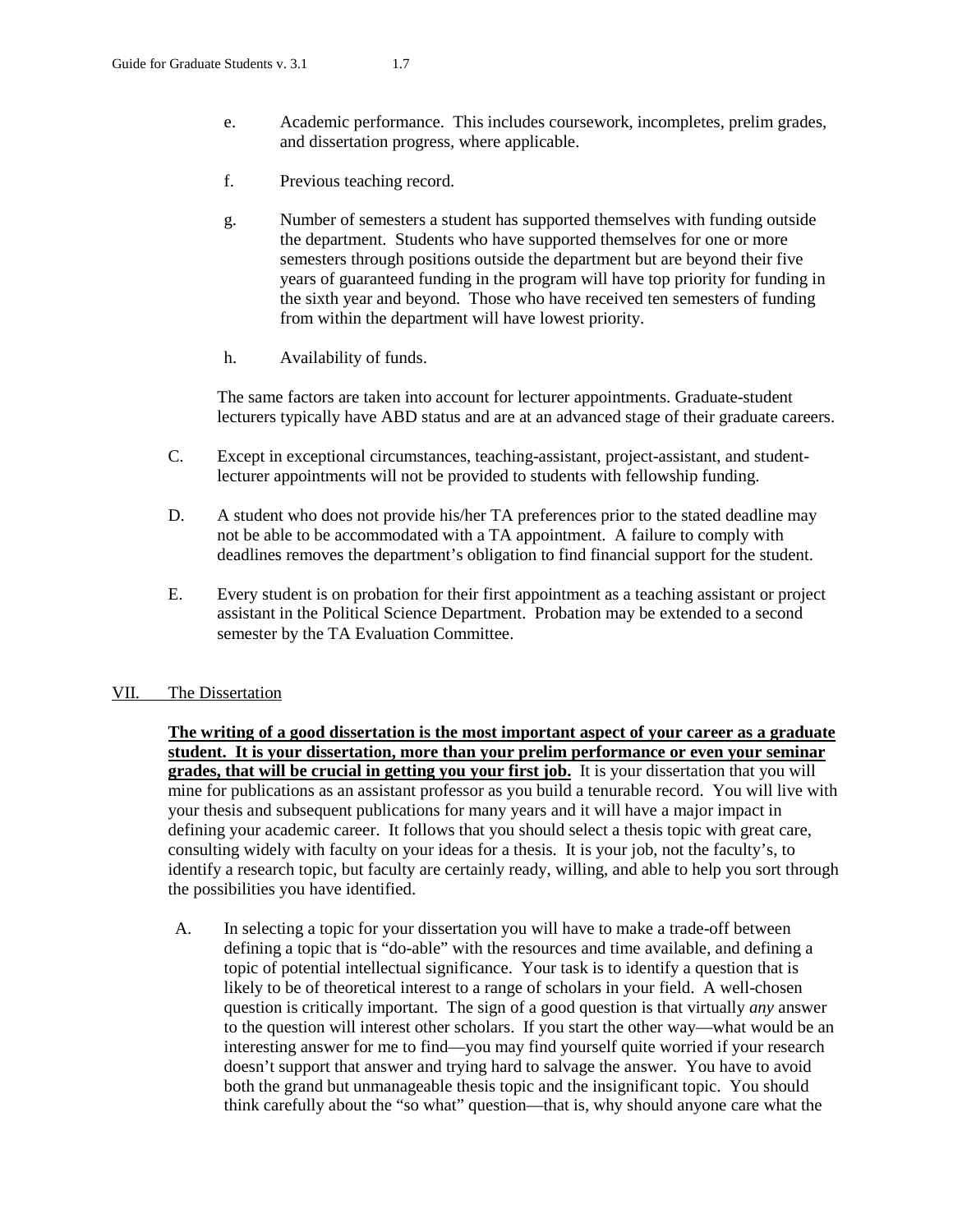e. Academic performance. This includes coursework, incompletes, prelim grades, and dissertation progress, where applicable.

f. Previous teaching record.

g. Number of semesters a student has supported themselves with funding outside the department. Students who have supported themselves for one or more semesters through positions outside the department but are beyond their five years of guaranteed funding in the program will have top priority for funding in the sixth year and beyond. Those who have received ten semesters of funding from within the department will have lowest priority.

h. Availability of funds.

The same factors are taken into account for lecturer appointments. Graduate-student lecturers typically have ABD status and are at an advanced stage of their graduate careers.

C. Except in exceptional circumstances, teaching-assistant, project-assistant, and student-lecturer appointments will not be provided to students with fellowship funding.

D. A student who does not provide his/her TA preferences prior to the stated deadline may not be able to be accommodated with a TA appointment. A failure to comply with deadlines removes the department's obligation to find financial support for the student.

E. Every student is on probation for their first appointment as a teaching assistant or project assistant in the Political Science Department. Probation may be extended to a second semester by the TA Evaluation Committee.

## VII. The Dissertation

**The writing of a good dissertation is the most important aspect of your career as a graduate student. It is your dissertation, more than your prelim performance or even your seminar grades, that will be crucial in getting you your first job.** It is your dissertation that you will mine for publications as an assistant professor as you build a tenurable record. You will live with your thesis and subsequent publications for many years and it will have a major impact in defining your academic career. It follows that you should select a thesis topic with great care, consulting widely with faculty on your ideas for a thesis. It is your job, not the faculty's, to identify a research topic, but faculty are certainly ready, willing, and able to help you sort through the possibilities you have identified.

A. In selecting a topic for your dissertation you will have to make a trade-off between defining a topic that is "do-able" with the resources and time available, and defining a topic of potential intellectual significance. Your task is to identify a question that is likely to be of theoretical interest to a range of scholars in your field. A well-chosen question is critically important. The sign of a good question is that virtually *any* answer to the question will interest other scholars. If you start the other way—what would be an interesting answer for me to find—you may find yourself quite worried if your research doesn't support that answer and trying hard to salvage the answer. You have to avoid both the grand but unmanageable thesis topic and the insignificant topic. You should think carefully about the "so what" question—that is, why should anyone care what the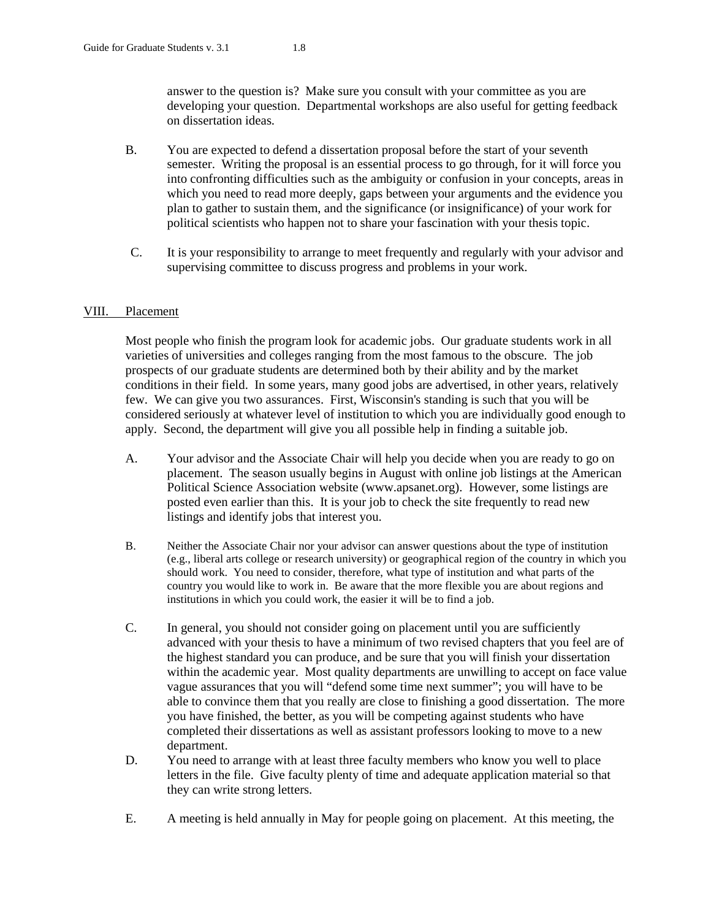answer to the question is? Make sure you consult with your committee as you are developing your question. Departmental workshops are also useful for getting feedback on dissertation ideas.

B. You are expected to defend a dissertation proposal before the start of your seventh semester. Writing the proposal is an essential process to go through, for it will force you into confronting difficulties such as the ambiguity or confusion in your concepts, areas in which you need to read more deeply, gaps between your arguments and the evidence you plan to gather to sustain them, and the significance (or insignificance) of your work for political scientists who happen not to share your fascination with your thesis topic.

C. It is your responsibility to arrange to meet frequently and regularly with your advisor and supervising committee to discuss progress and problems in your work.

## VIII. Placement

Most people who finish the program look for academic jobs. Our graduate students work in all varieties of universities and colleges ranging from the most famous to the obscure. The job prospects of our graduate students are determined both by their ability and by the market conditions in their field. In some years, many good jobs are advertised, in other years, relatively few. We can give you two assurances. First, Wisconsin's standing is such that you will be considered seriously at whatever level of institution to which you are individually good enough to apply. Second, the department will give you all possible help in finding a suitable job.

A. Your advisor and the Associate Chair will help you decide when you are ready to go on placement. The season usually begins in August with online job listings at the American Political Science Association website (www.apsanet.org). However, some listings are posted even earlier than this. It is your job to check the site frequently to read new listings and identify jobs that interest you.

B. Neither the Associate Chair nor your advisor can answer questions about the type of institution (e.g., liberal arts college or research university) or geographical region of the country in which you should work. You need to consider, therefore, what type of institution and what parts of the country you would like to work in. Be aware that the more flexible you are about regions and institutions in which you could work, the easier it will be to find a job.

C. In general, you should not consider going on placement until you are sufficiently advanced with your thesis to have a minimum of two revised chapters that you feel are of the highest standard you can produce, and be sure that you will finish your dissertation within the academic year. Most quality departments are unwilling to accept on face value vague assurances that you will "defend some time next summer"; you will have to be able to convince them that you really are close to finishing a good dissertation. The more you have finished, the better, as you will be competing against students who have completed their dissertations as well as assistant professors looking to move to a new department.

D. You need to arrange with at least three faculty members who know you well to place letters in the file. Give faculty plenty of time and adequate application material so that they can write strong letters.

E. A meeting is held annually in May for people going on placement. At this meeting, the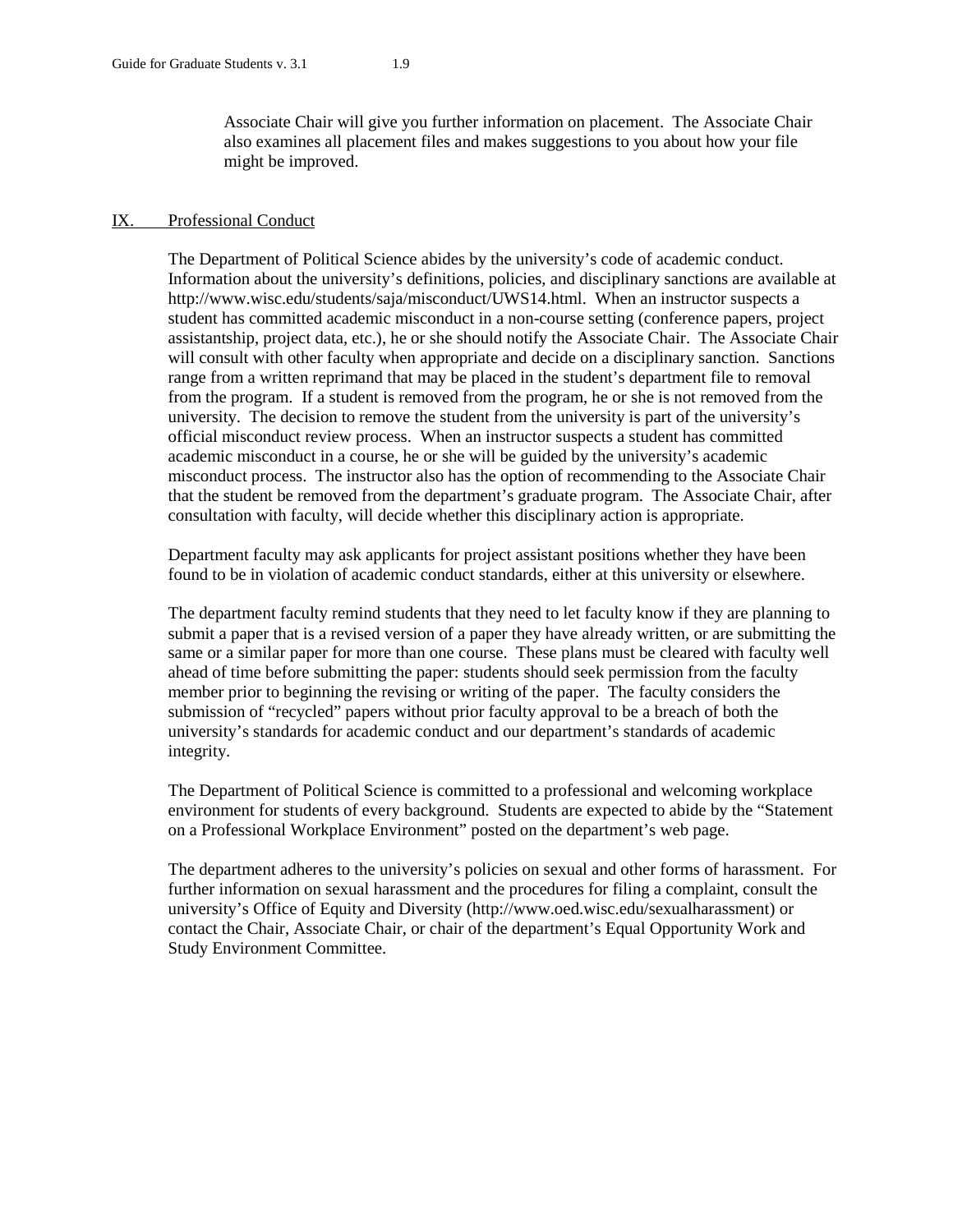Associate Chair will give you further information on placement. The Associate Chair also examines all placement files and makes suggestions to you about how your file might be improved.

## IX. Professional Conduct

The Department of Political Science abides by the university's code of academic conduct. Information about the university's definitions, policies, and disciplinary sanctions are available at http://www.wisc.edu/students/saja/misconduct/UWS14.html. When an instructor suspects a student has committed academic misconduct in a non-course setting (conference papers, project assistantship, project data, etc.), he or she should notify the Associate Chair. The Associate Chair will consult with other faculty when appropriate and decide on a disciplinary sanction. Sanctions range from a written reprimand that may be placed in the student's department file to removal from the program. If a student is removed from the program, he or she is not removed from the university. The decision to remove the student from the university is part of the university's official misconduct review process. When an instructor suspects a student has committed academic misconduct in a course, he or she will be guided by the university's academic misconduct process. The instructor also has the option of recommending to the Associate Chair that the student be removed from the department's graduate program. The Associate Chair, after consultation with faculty, will decide whether this disciplinary action is appropriate.

Department faculty may ask applicants for project assistant positions whether they have been found to be in violation of academic conduct standards, either at this university or elsewhere.

The department faculty remind students that they need to let faculty know if they are planning to submit a paper that is a revised version of a paper they have already written, or are submitting the same or a similar paper for more than one course. These plans must be cleared with faculty well ahead of time before submitting the paper: students should seek permission from the faculty member prior to beginning the revising or writing of the paper. The faculty considers the submission of "recycled" papers without prior faculty approval to be a breach of both the university's standards for academic conduct and our department's standards of academic integrity.

The Department of Political Science is committed to a professional and welcoming workplace environment for students of every background. Students are expected to abide by the "Statement on a Professional Workplace Environment" posted on the department's web page.

The department adheres to the university's policies on sexual and other forms of harassment. For further information on sexual harassment and the procedures for filing a complaint, consult the university's Office of Equity and Diversity (http://www.oed.wisc.edu/sexualharassment) or contact the Chair, Associate Chair, or chair of the department's Equal Opportunity Work and Study Environment Committee.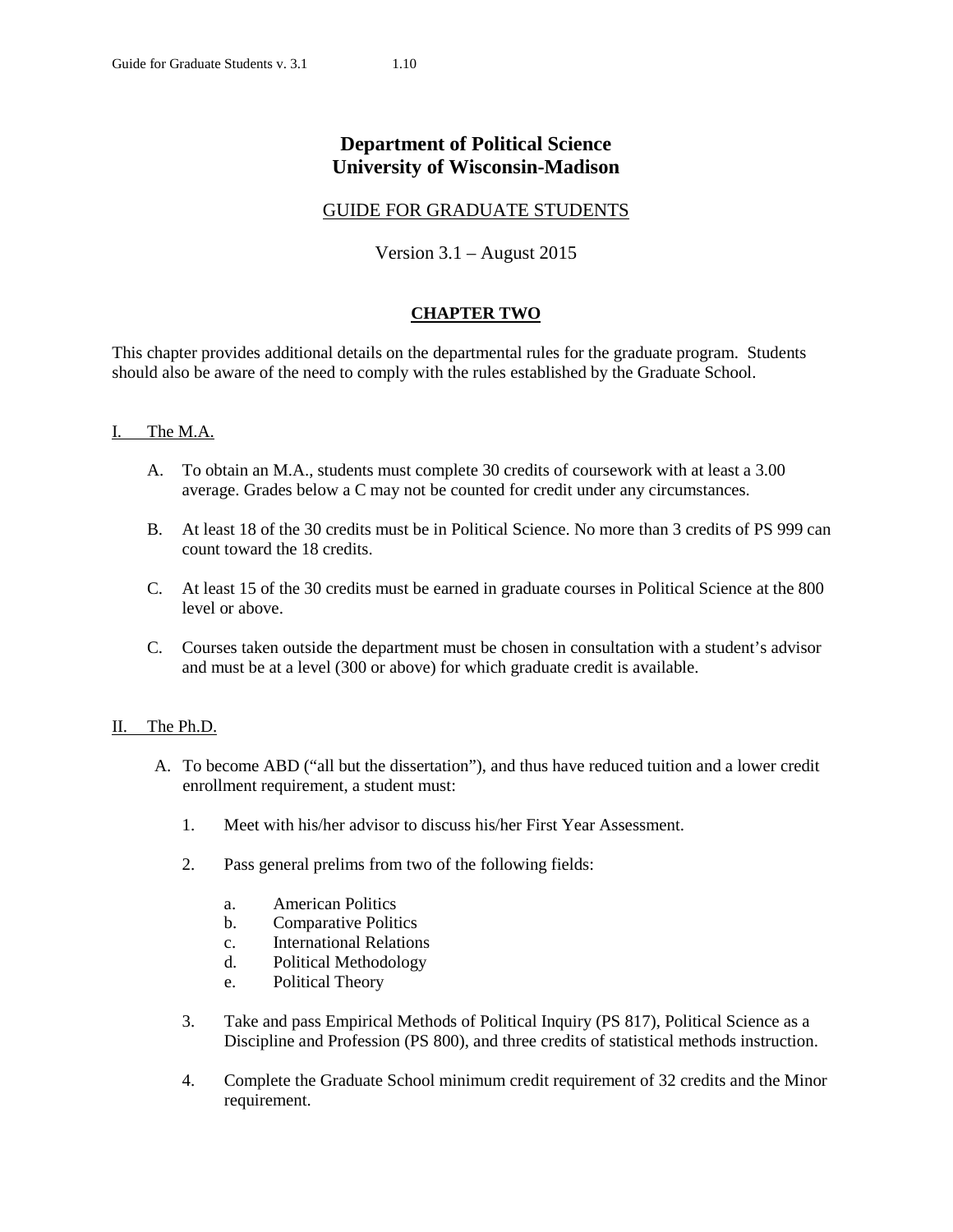# Department of Political Science
# University of Wisconsin-Madison

## GUIDE FOR GRADUATE STUDENTS

Version 3.1 – August 2015

## CHAPTER TWO

This chapter provides additional details on the departmental rules for the graduate program. Students should also be aware of the need to comply with the rules established by the Graduate School.

### I. The M.A.

A. To obtain an M.A., students must complete 30 credits of coursework with at least a 3.00 average. Grades below a C may not be counted for credit under any circumstances.

B. At least 18 of the 30 credits must be in Political Science. No more than 3 credits of PS 999 can count toward the 18 credits.

C. At least 15 of the 30 credits must be earned in graduate courses in Political Science at the 800 level or above.

C. Courses taken outside the department must be chosen in consultation with a student's advisor and must be at a level (300 or above) for which graduate credit is available.

### II. The Ph.D.

A. To become ABD ("all but the dissertation"), and thus have reduced tuition and a lower credit enrollment requirement, a student must:

1. Meet with his/her advisor to discuss his/her First Year Assessment.

2. Pass general prelims from two of the following fields:

   a. American Politics
   b. Comparative Politics
   c. International Relations
   d. Political Methodology
   e. Political Theory

3. Take and pass Empirical Methods of Political Inquiry (PS 817), Political Science as a Discipline and Profession (PS 800), and three credits of statistical methods instruction.

4. Complete the Graduate School minimum credit requirement of 32 credits and the Minor requirement.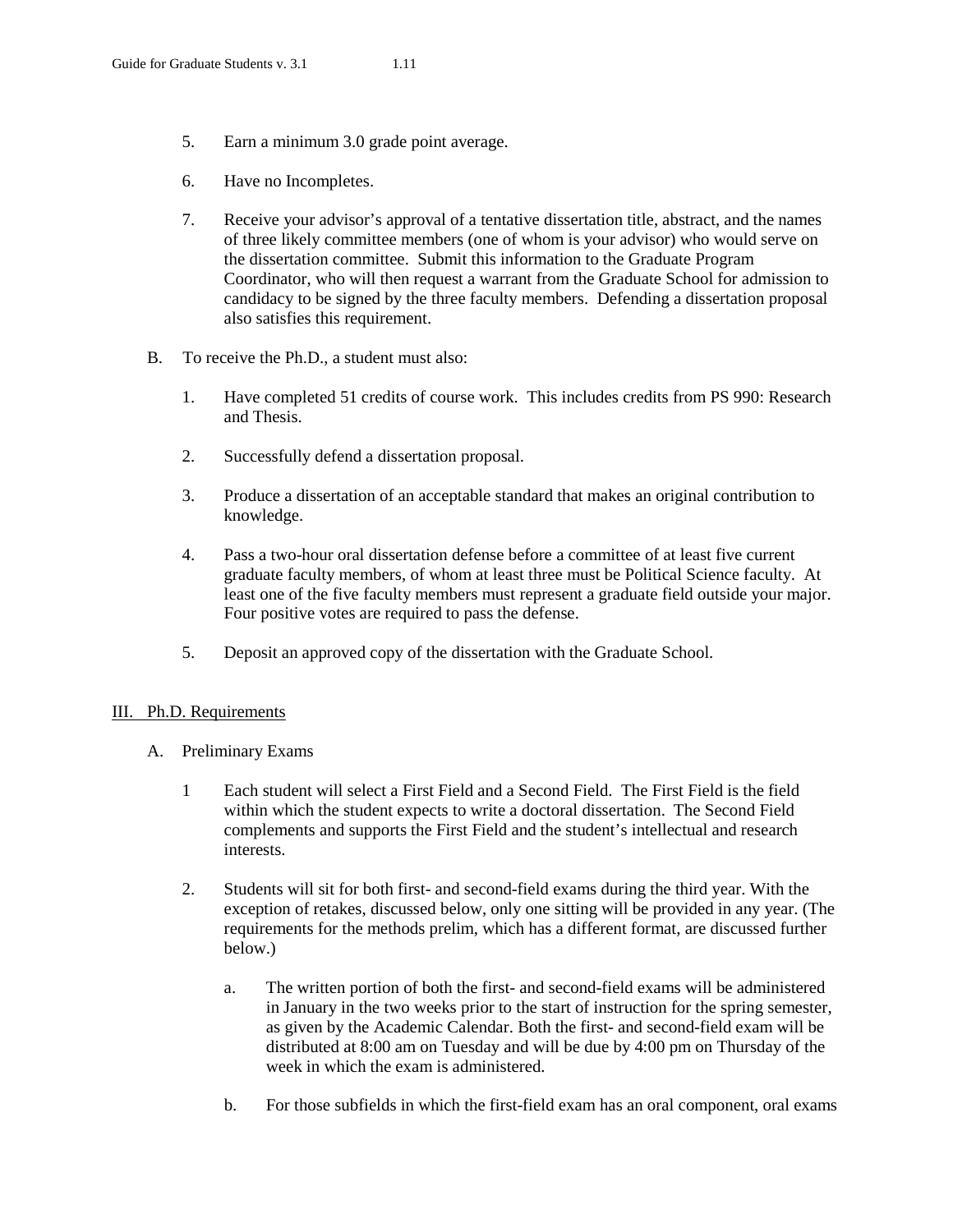5. Earn a minimum 3.0 grade point average.

6. Have no Incompletes.

7. Receive your advisor's approval of a tentative dissertation title, abstract, and the names of three likely committee members (one of whom is your advisor) who would serve on the dissertation committee. Submit this information to the Graduate Program Coordinator, who will then request a warrant from the Graduate School for admission to candidacy to be signed by the three faculty members. Defending a dissertation proposal also satisfies this requirement.

B. To receive the Ph.D., a student must also:

1. Have completed 51 credits of course work. This includes credits from PS 990: Research and Thesis.

2. Successfully defend a dissertation proposal.

3. Produce a dissertation of an acceptable standard that makes an original contribution to knowledge.

4. Pass a two-hour oral dissertation defense before a committee of at least five current graduate faculty members, of whom at least three must be Political Science faculty. At least one of the five faculty members must represent a graduate field outside your major. Four positive votes are required to pass the defense.

5. Deposit an approved copy of the dissertation with the Graduate School.

## III. Ph.D. Requirements

A. Preliminary Exams

1 Each student will select a First Field and a Second Field. The First Field is the field within which the student expects to write a doctoral dissertation. The Second Field complements and supports the First Field and the student's intellectual and research interests.

2. Students will sit for both first- and second-field exams during the third year. With the exception of retakes, discussed below, only one sitting will be provided in any year. (The requirements for the methods prelim, which has a different format, are discussed further below.)

   a. The written portion of both the first- and second-field exams will be administered in January in the two weeks prior to the start of instruction for the spring semester, as given by the Academic Calendar. Both the first- and second-field exam will be distributed at 8:00 am on Tuesday and will be due by 4:00 pm on Thursday of the week in which the exam is administered.

   b. For those subfields in which the first-field exam has an oral component, oral exams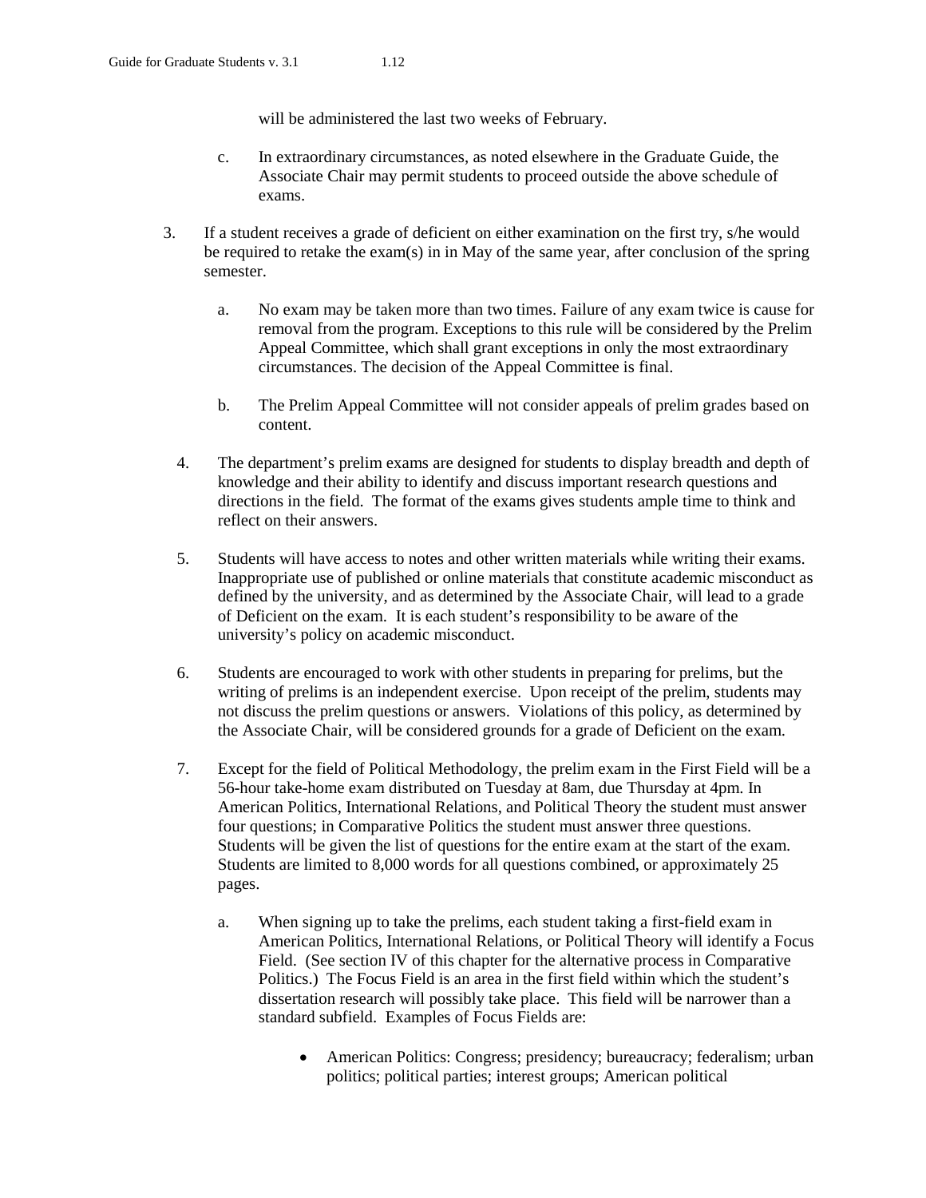will be administered the last two weeks of February.

c. In extraordinary circumstances, as noted elsewhere in the Graduate Guide, the Associate Chair may permit students to proceed outside the above schedule of exams.

3. If a student receives a grade of deficient on either examination on the first try, s/he would be required to retake the exam(s) in in May of the same year, after conclusion of the spring semester.

   a. No exam may be taken more than two times. Failure of any exam twice is cause for removal from the program. Exceptions to this rule will be considered by the Prelim Appeal Committee, which shall grant exceptions in only the most extraordinary circumstances. The decision of the Appeal Committee is final.

   b. The Prelim Appeal Committee will not consider appeals of prelim grades based on content.

4. The department's prelim exams are designed for students to display breadth and depth of knowledge and their ability to identify and discuss important research questions and directions in the field. The format of the exams gives students ample time to think and reflect on their answers.

5. Students will have access to notes and other written materials while writing their exams. Inappropriate use of published or online materials that constitute academic misconduct as defined by the university, and as determined by the Associate Chair, will lead to a grade of Deficient on the exam. It is each student's responsibility to be aware of the university's policy on academic misconduct.

6. Students are encouraged to work with other students in preparing for prelims, but the writing of prelims is an independent exercise. Upon receipt of the prelim, students may not discuss the prelim questions or answers. Violations of this policy, as determined by the Associate Chair, will be considered grounds for a grade of Deficient on the exam.

7. Except for the field of Political Methodology, the prelim exam in the First Field will be a 56-hour take-home exam distributed on Tuesday at 8am, due Thursday at 4pm. In American Politics, International Relations, and Political Theory the student must answer four questions; in Comparative Politics the student must answer three questions. Students will be given the list of questions for the entire exam at the start of the exam. Students are limited to 8,000 words for all questions combined, or approximately 25 pages.

   a. When signing up to take the prelims, each student taking a first-field exam in American Politics, International Relations, or Political Theory will identify a Focus Field. (See section IV of this chapter for the alternative process in Comparative Politics.) The Focus Field is an area in the first field within which the student's dissertation research will possibly take place. This field will be narrower than a standard subfield. Examples of Focus Fields are:

      - American Politics: Congress; presidency; bureaucracy; federalism; urban politics; political parties; interest groups; American political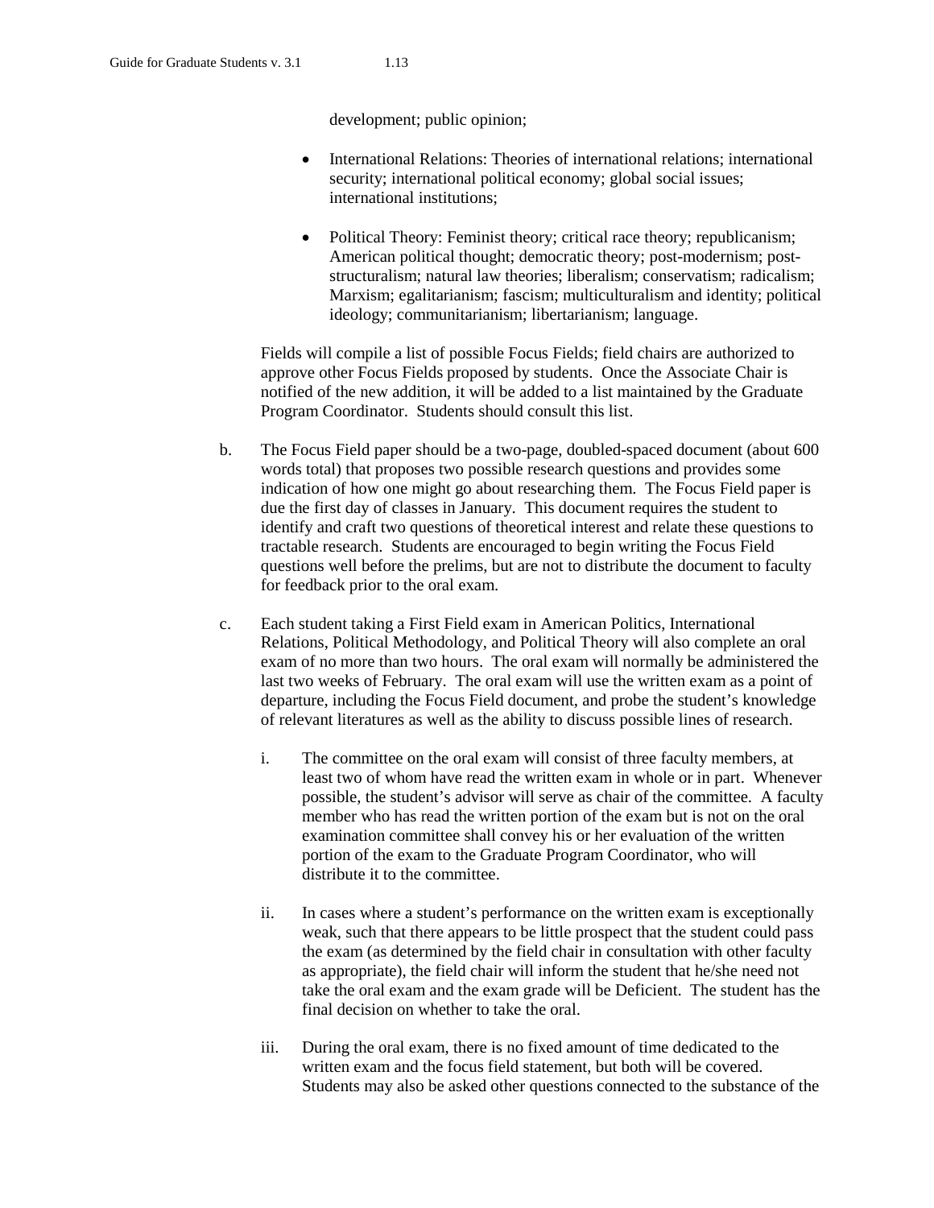development; public opinion;

- International Relations: Theories of international relations; international security; international political economy; global social issues; international institutions;

- Political Theory: Feminist theory; critical race theory; republicanism; American political thought; democratic theory; post-modernism; post-structuralism; natural law theories; liberalism; conservatism; radicalism; Marxism; egalitarianism; fascism; multiculturalism and identity; political ideology; communitarianism; libertarianism; language.

Fields will compile a list of possible Focus Fields; field chairs are authorized to approve other Focus Fields proposed by students. Once the Associate Chair is notified of the new addition, it will be added to a list maintained by the Graduate Program Coordinator. Students should consult this list.

b. The Focus Field paper should be a two-page, doubled-spaced document (about 600 words total) that proposes two possible research questions and provides some indication of how one might go about researching them. The Focus Field paper is due the first day of classes in January. This document requires the student to identify and craft two questions of theoretical interest and relate these questions to tractable research. Students are encouraged to begin writing the Focus Field questions well before the prelims, but are not to distribute the document to faculty for feedback prior to the oral exam.

c. Each student taking a First Field exam in American Politics, International Relations, Political Methodology, and Political Theory will also complete an oral exam of no more than two hours. The oral exam will normally be administered the last two weeks of February. The oral exam will use the written exam as a point of departure, including the Focus Field document, and probe the student's knowledge of relevant literatures as well as the ability to discuss possible lines of research.

   i. The committee on the oral exam will consist of three faculty members, at least two of whom have read the written exam in whole or in part. Whenever possible, the student's advisor will serve as chair of the committee. A faculty member who has read the written portion of the exam but is not on the oral examination committee shall convey his or her evaluation of the written portion of the exam to the Graduate Program Coordinator, who will distribute it to the committee.

   ii. In cases where a student's performance on the written exam is exceptionally weak, such that there appears to be little prospect that the student could pass the exam (as determined by the field chair in consultation with other faculty as appropriate), the field chair will inform the student that he/she need not take the oral exam and the exam grade will be Deficient. The student has the final decision on whether to take the oral.

   iii. During the oral exam, there is no fixed amount of time dedicated to the written exam and the focus field statement, but both will be covered. Students may also be asked other questions connected to the substance of the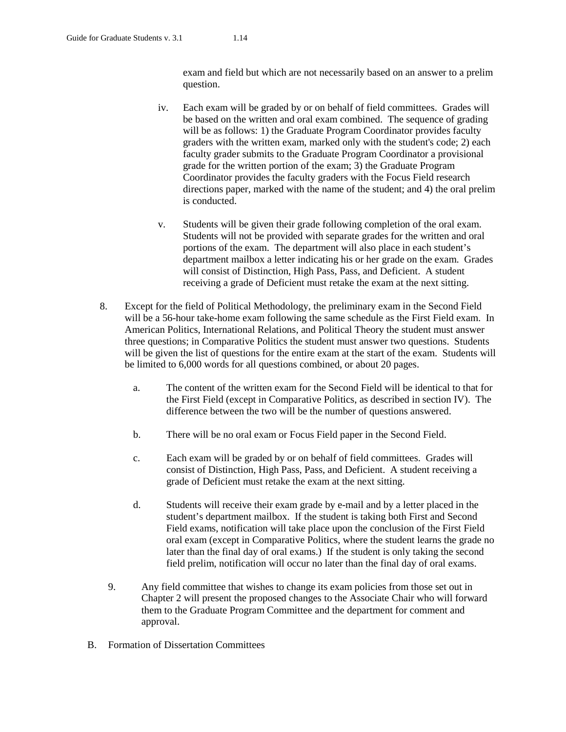exam and field but which are not necessarily based on an answer to a prelim question.

iv. Each exam will be graded by or on behalf of field committees. Grades will be based on the written and oral exam combined. The sequence of grading will be as follows: 1) the Graduate Program Coordinator provides faculty graders with the written exam, marked only with the student's code; 2) each faculty grader submits to the Graduate Program Coordinator a provisional grade for the written portion of the exam; 3) the Graduate Program Coordinator provides the faculty graders with the Focus Field research directions paper, marked with the name of the student; and 4) the oral prelim is conducted.

v. Students will be given their grade following completion of the oral exam. Students will not be provided with separate grades for the written and oral portions of the exam. The department will also place in each student's department mailbox a letter indicating his or her grade on the exam. Grades will consist of Distinction, High Pass, Pass, and Deficient. A student receiving a grade of Deficient must retake the exam at the next sitting.

8. Except for the field of Political Methodology, the preliminary exam in the Second Field will be a 56-hour take-home exam following the same schedule as the First Field exam. In American Politics, International Relations, and Political Theory the student must answer three questions; in Comparative Politics the student must answer two questions. Students will be given the list of questions for the entire exam at the start of the exam. Students will be limited to 6,000 words for all questions combined, or about 20 pages.

   a. The content of the written exam for the Second Field will be identical to that for the First Field (except in Comparative Politics, as described in section IV). The difference between the two will be the number of questions answered.

   b. There will be no oral exam or Focus Field paper in the Second Field.

   c. Each exam will be graded by or on behalf of field committees. Grades will consist of Distinction, High Pass, Pass, and Deficient. A student receiving a grade of Deficient must retake the exam at the next sitting.

   d. Students will receive their exam grade by e-mail and by a letter placed in the student's department mailbox. If the student is taking both First and Second Field exams, notification will take place upon the conclusion of the First Field oral exam (except in Comparative Politics, where the student learns the grade no later than the final day of oral exams.) If the student is only taking the second field prelim, notification will occur no later than the final day of oral exams.

9. Any field committee that wishes to change its exam policies from those set out in Chapter 2 will present the proposed changes to the Associate Chair who will forward them to the Graduate Program Committee and the department for comment and approval.

B. Formation of Dissertation Committees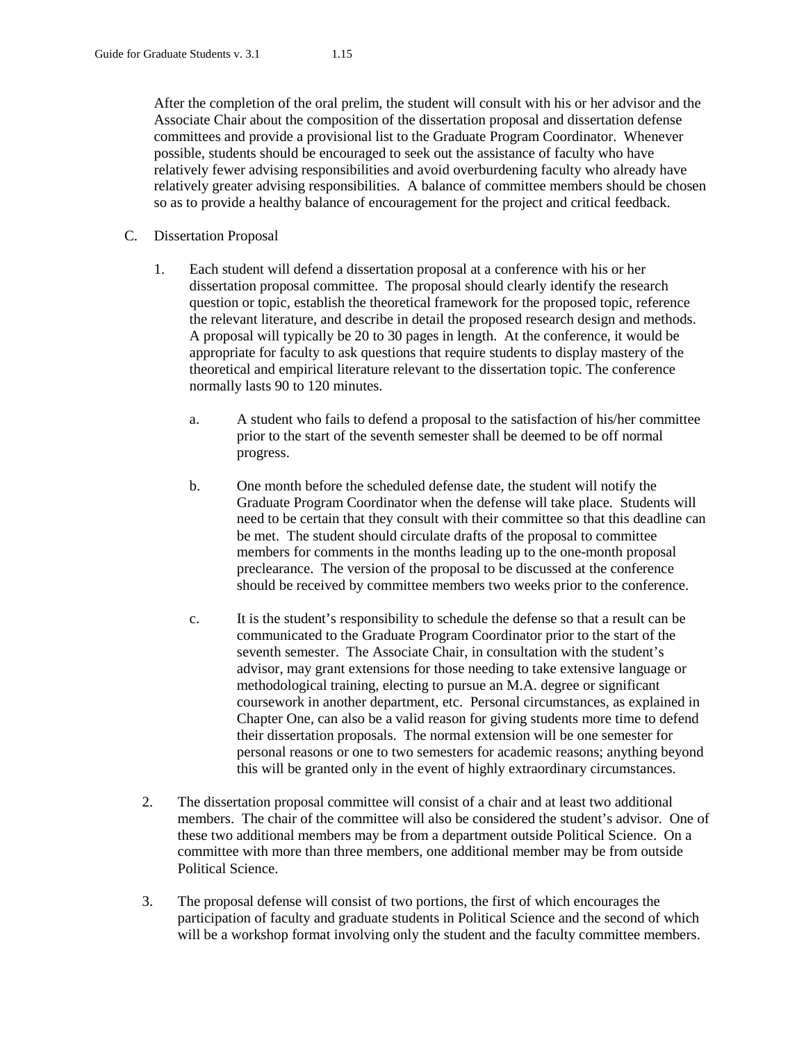After the completion of the oral prelim, the student will consult with his or her advisor and the Associate Chair about the composition of the dissertation proposal and dissertation defense committees and provide a provisional list to the Graduate Program Coordinator. Whenever possible, students should be encouraged to seek out the assistance of faculty who have relatively fewer advising responsibilities and avoid overburdening faculty who already have relatively greater advising responsibilities. A balance of committee members should be chosen so as to provide a healthy balance of encouragement for the project and critical feedback.

C. Dissertation Proposal

1. Each student will defend a dissertation proposal at a conference with his or her dissertation proposal committee. The proposal should clearly identify the research question or topic, establish the theoretical framework for the proposed topic, reference the relevant literature, and describe in detail the proposed research design and methods. A proposal will typically be 20 to 30 pages in length. At the conference, it would be appropriate for faculty to ask questions that require students to display mastery of the theoretical and empirical literature relevant to the dissertation topic. The conference normally lasts 90 to 120 minutes.

   a. A student who fails to defend a proposal to the satisfaction of his/her committee prior to the start of the seventh semester shall be deemed to be off normal progress.

   b. One month before the scheduled defense date, the student will notify the Graduate Program Coordinator when the defense will take place. Students will need to be certain that they consult with their committee so that this deadline can be met. The student should circulate drafts of the proposal to committee members for comments in the months leading up to the one-month proposal preclearance. The version of the proposal to be discussed at the conference should be received by committee members two weeks prior to the conference.

   c. It is the student's responsibility to schedule the defense so that a result can be communicated to the Graduate Program Coordinator prior to the start of the seventh semester. The Associate Chair, in consultation with the student's advisor, may grant extensions for those needing to take extensive language or methodological training, electing to pursue an M.A. degree or significant coursework in another department, etc. Personal circumstances, as explained in Chapter One, can also be a valid reason for giving students more time to defend their dissertation proposals. The normal extension will be one semester for personal reasons or one to two semesters for academic reasons; anything beyond this will be granted only in the event of highly extraordinary circumstances.

2. The dissertation proposal committee will consist of a chair and at least two additional members. The chair of the committee will also be considered the student's advisor. One of these two additional members may be from a department outside Political Science. On a committee with more than three members, one additional member may be from outside Political Science.

3. The proposal defense will consist of two portions, the first of which encourages the participation of faculty and graduate students in Political Science and the second of which will be a workshop format involving only the student and the faculty committee members.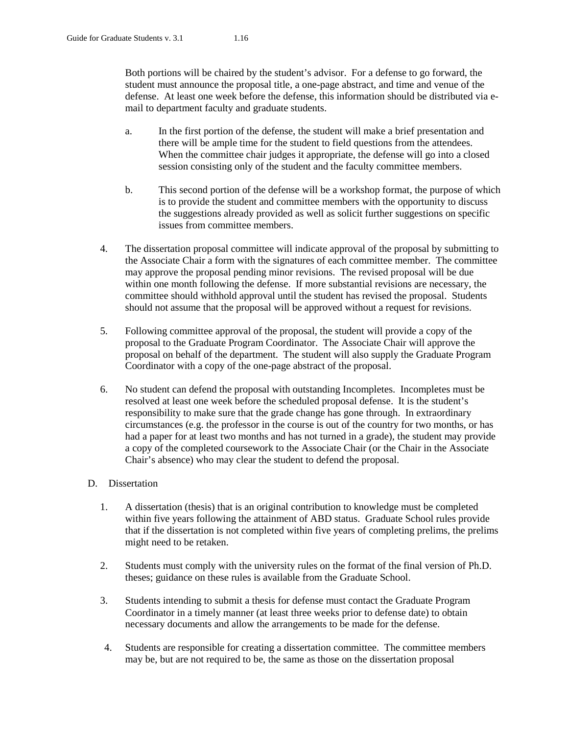Both portions will be chaired by the student's advisor. For a defense to go forward, the student must announce the proposal title, a one-page abstract, and time and venue of the defense. At least one week before the defense, this information should be distributed via e-mail to department faculty and graduate students.

a. In the first portion of the defense, the student will make a brief presentation and there will be ample time for the student to field questions from the attendees. When the committee chair judges it appropriate, the defense will go into a closed session consisting only of the student and the faculty committee members.

b. This second portion of the defense will be a workshop format, the purpose of which is to provide the student and committee members with the opportunity to discuss the suggestions already provided as well as solicit further suggestions on specific issues from committee members.

4. The dissertation proposal committee will indicate approval of the proposal by submitting to the Associate Chair a form with the signatures of each committee member. The committee may approve the proposal pending minor revisions. The revised proposal will be due within one month following the defense. If more substantial revisions are necessary, the committee should withhold approval until the student has revised the proposal. Students should not assume that the proposal will be approved without a request for revisions.

5. Following committee approval of the proposal, the student will provide a copy of the proposal to the Graduate Program Coordinator. The Associate Chair will approve the proposal on behalf of the department. The student will also supply the Graduate Program Coordinator with a copy of the one-page abstract of the proposal.

6. No student can defend the proposal with outstanding Incompletes. Incompletes must be resolved at least one week before the scheduled proposal defense. It is the student's responsibility to make sure that the grade change has gone through. In extraordinary circumstances (e.g. the professor in the course is out of the country for two months, or has had a paper for at least two months and has not turned in a grade), the student may provide a copy of the completed coursework to the Associate Chair (or the Chair in the Associate Chair's absence) who may clear the student to defend the proposal.

D. Dissertation

1. A dissertation (thesis) that is an original contribution to knowledge must be completed within five years following the attainment of ABD status. Graduate School rules provide that if the dissertation is not completed within five years of completing prelims, the prelims might need to be retaken.

2. Students must comply with the university rules on the format of the final version of Ph.D. theses; guidance on these rules is available from the Graduate School.

3. Students intending to submit a thesis for defense must contact the Graduate Program Coordinator in a timely manner (at least three weeks prior to defense date) to obtain necessary documents and allow the arrangements to be made for the defense.

4. Students are responsible for creating a dissertation committee. The committee members may be, but are not required to be, the same as those on the dissertation proposal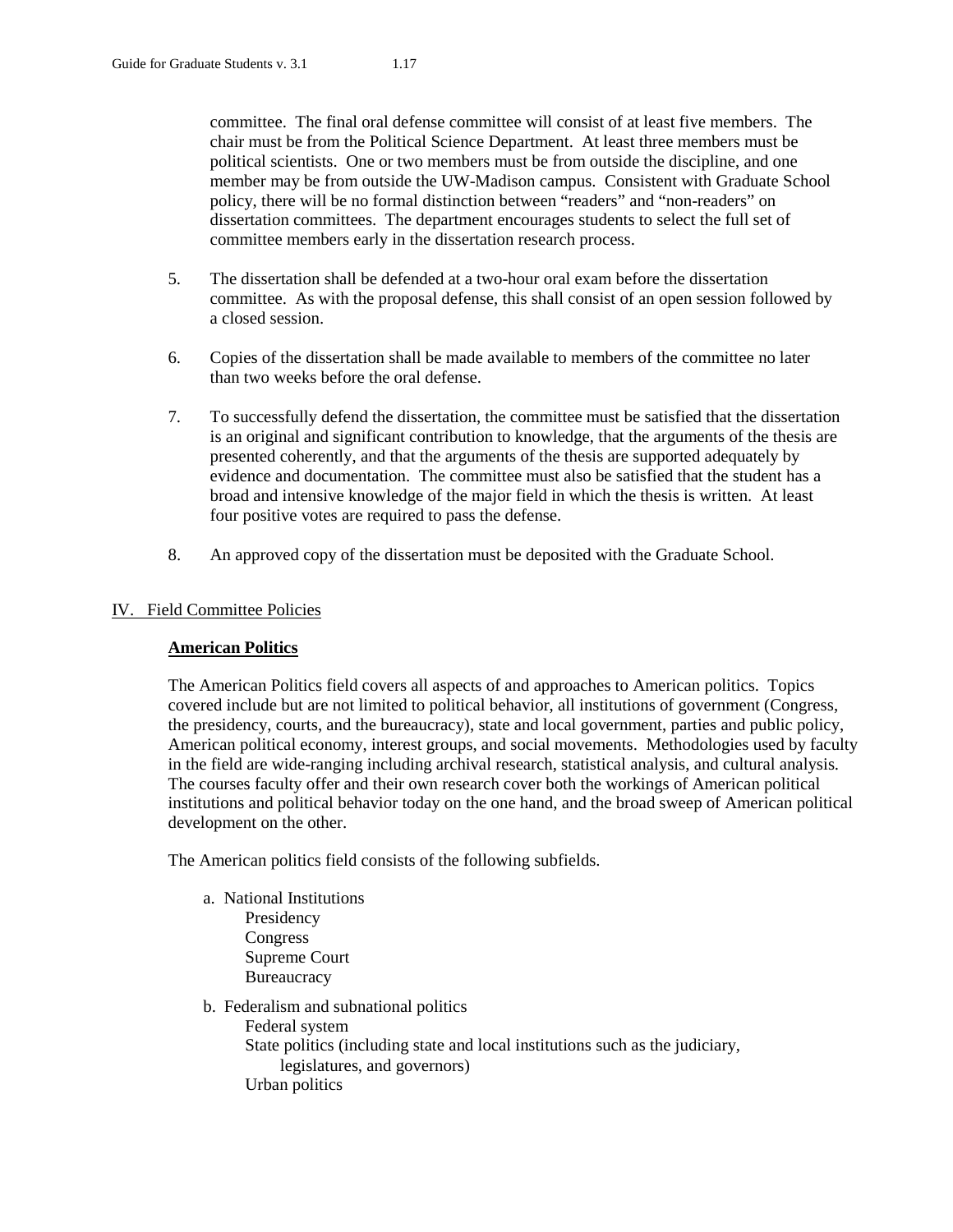committee. The final oral defense committee will consist of at least five members. The chair must be from the Political Science Department. At least three members must be political scientists. One or two members must be from outside the discipline, and one member may be from outside the UW-Madison campus. Consistent with Graduate School policy, there will be no formal distinction between "readers" and "non-readers" on dissertation committees. The department encourages students to select the full set of committee members early in the dissertation research process.

5. The dissertation shall be defended at a two-hour oral exam before the dissertation committee. As with the proposal defense, this shall consist of an open session followed by a closed session.

6. Copies of the dissertation shall be made available to members of the committee no later than two weeks before the oral defense.

7. To successfully defend the dissertation, the committee must be satisfied that the dissertation is an original and significant contribution to knowledge, that the arguments of the thesis are presented coherently, and that the arguments of the thesis are supported adequately by evidence and documentation. The committee must also be satisfied that the student has a broad and intensive knowledge of the major field in which the thesis is written. At least four positive votes are required to pass the defense.

8. An approved copy of the dissertation must be deposited with the Graduate School.

## IV. Field Committee Policies

### American Politics

The American Politics field covers all aspects of and approaches to American politics. Topics covered include but are not limited to political behavior, all institutions of government (Congress, the presidency, courts, and the bureaucracy), state and local government, parties and public policy, American political economy, interest groups, and social movements. Methodologies used by faculty in the field are wide-ranging including archival research, statistical analysis, and cultural analysis. The courses faculty offer and their own research cover both the workings of American political institutions and political behavior today on the one hand, and the broad sweep of American political development on the other.

The American politics field consists of the following subfields.

a. National Institutions
   - Presidency
   - Congress
   - Supreme Court
   - Bureaucracy

b. Federalism and subnational politics
   - Federal system
   - State politics (including state and local institutions such as the judiciary, legislatures, and governors)
   - Urban politics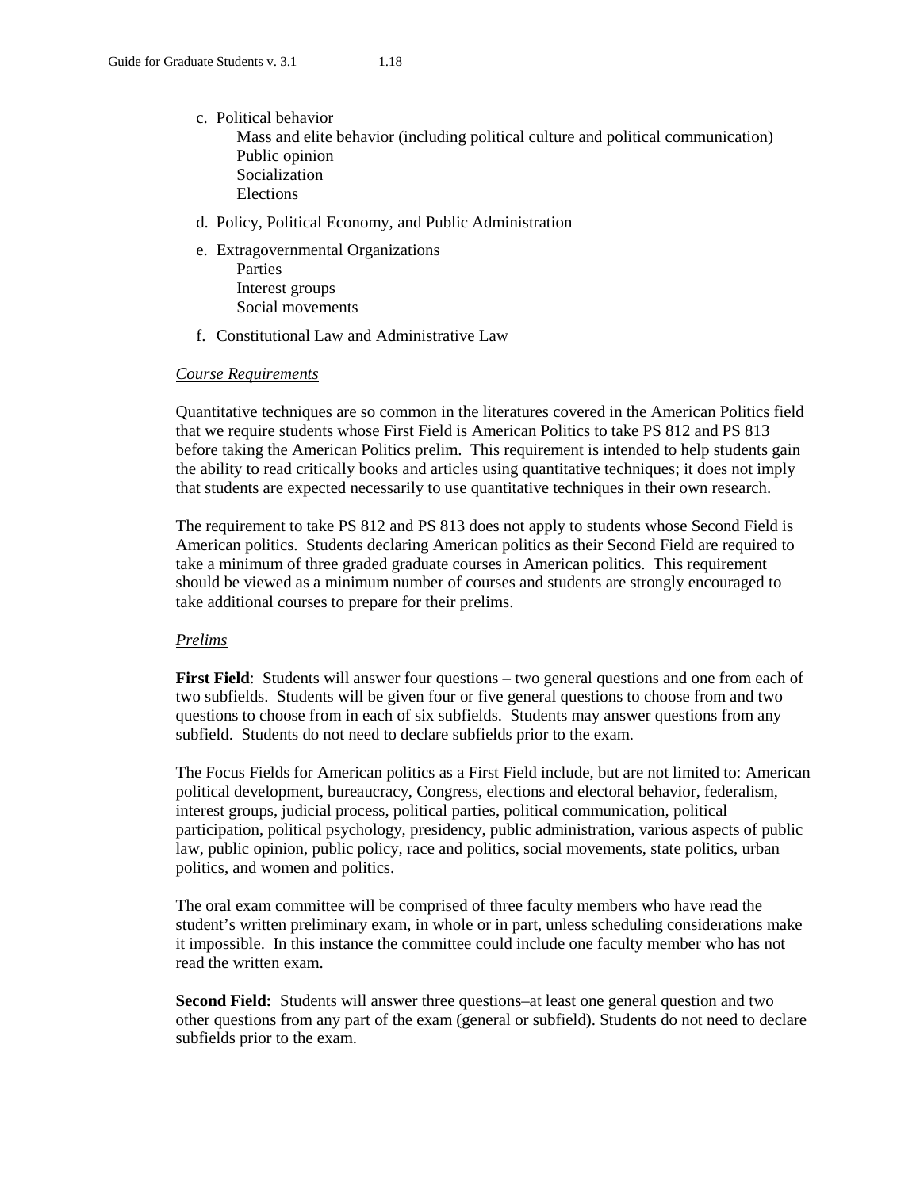c. Political behavior
    - Mass and elite behavior (including political culture and political communication)
    - Public opinion
    - Socialization
    - Elections

d. Policy, Political Economy, and Public Administration

e. Extragovernmental Organizations
    - Parties
    - Interest groups
    - Social movements

f. Constitutional Law and Administrative Law

*Course Requirements*

Quantitative techniques are so common in the literatures covered in the American Politics field that we require students whose First Field is American Politics to take PS 812 and PS 813 before taking the American Politics prelim. This requirement is intended to help students gain the ability to read critically books and articles using quantitative techniques; it does not imply that students are expected necessarily to use quantitative techniques in their own research.

The requirement to take PS 812 and PS 813 does not apply to students whose Second Field is American politics. Students declaring American politics as their Second Field are required to take a minimum of three graded graduate courses in American politics. This requirement should be viewed as a minimum number of courses and students are strongly encouraged to take additional courses to prepare for their prelims.

*Prelims*

**First Field**: Students will answer four questions – two general questions and one from each of two subfields. Students will be given four or five general questions to choose from and two questions to choose from in each of six subfields. Students may answer questions from any subfield. Students do not need to declare subfields prior to the exam.

The Focus Fields for American politics as a First Field include, but are not limited to: American political development, bureaucracy, Congress, elections and electoral behavior, federalism, interest groups, judicial process, political parties, political communication, political participation, political psychology, presidency, public administration, various aspects of public law, public opinion, public policy, race and politics, social movements, state politics, urban politics, and women and politics.

The oral exam committee will be comprised of three faculty members who have read the student's written preliminary exam, in whole or in part, unless scheduling considerations make it impossible. In this instance the committee could include one faculty member who has not read the written exam.

**Second Field:** Students will answer three questions–at least one general question and two other questions from any part of the exam (general or subfield). Students do not need to declare subfields prior to the exam.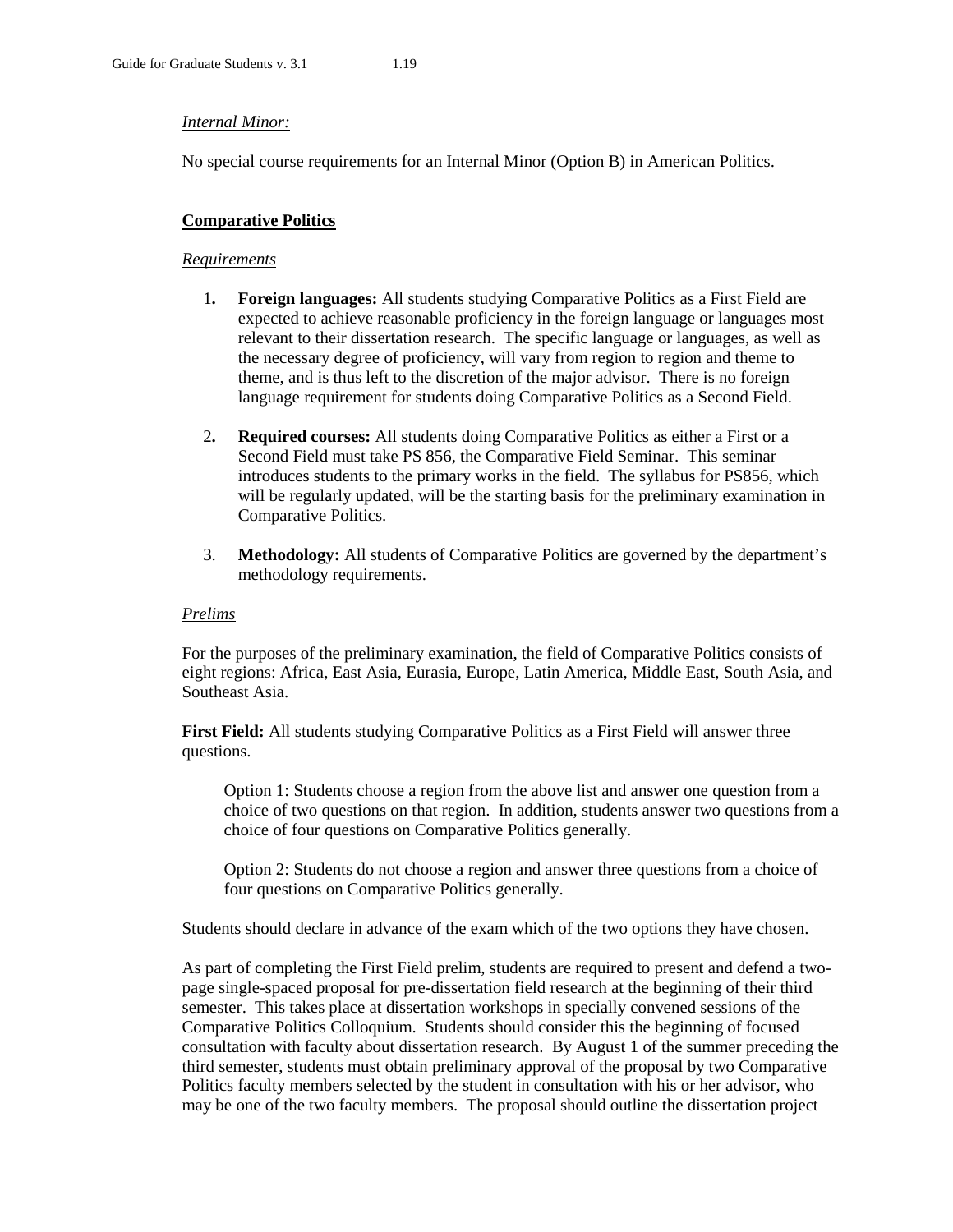*Internal Minor:*

No special course requirements for an Internal Minor (Option B) in American Politics.

## Comparative Politics

*Requirements*

1. **Foreign languages:** All students studying Comparative Politics as a First Field are expected to achieve reasonable proficiency in the foreign language or languages most relevant to their dissertation research. The specific language or languages, as well as the necessary degree of proficiency, will vary from region to region and theme to theme, and is thus left to the discretion of the major advisor. There is no foreign language requirement for students doing Comparative Politics as a Second Field.

2. **Required courses:** All students doing Comparative Politics as either a First or a Second Field must take PS 856, the Comparative Field Seminar. This seminar introduces students to the primary works in the field. The syllabus for PS856, which will be regularly updated, will be the starting basis for the preliminary examination in Comparative Politics.

3. **Methodology:** All students of Comparative Politics are governed by the department's methodology requirements.

*Prelims*

For the purposes of the preliminary examination, the field of Comparative Politics consists of eight regions: Africa, East Asia, Eurasia, Europe, Latin America, Middle East, South Asia, and Southeast Asia.

**First Field:** All students studying Comparative Politics as a First Field will answer three questions.

> Option 1: Students choose a region from the above list and answer one question from a choice of two questions on that region. In addition, students answer two questions from a choice of four questions on Comparative Politics generally.
>
> Option 2: Students do not choose a region and answer three questions from a choice of four questions on Comparative Politics generally.

Students should declare in advance of the exam which of the two options they have chosen.

As part of completing the First Field prelim, students are required to present and defend a two-page single-spaced proposal for pre-dissertation field research at the beginning of their third semester. This takes place at dissertation workshops in specially convened sessions of the Comparative Politics Colloquium. Students should consider this the beginning of focused consultation with faculty about dissertation research. By August 1 of the summer preceding the third semester, students must obtain preliminary approval of the proposal by two Comparative Politics faculty members selected by the student in consultation with his or her advisor, who may be one of the two faculty members. The proposal should outline the dissertation project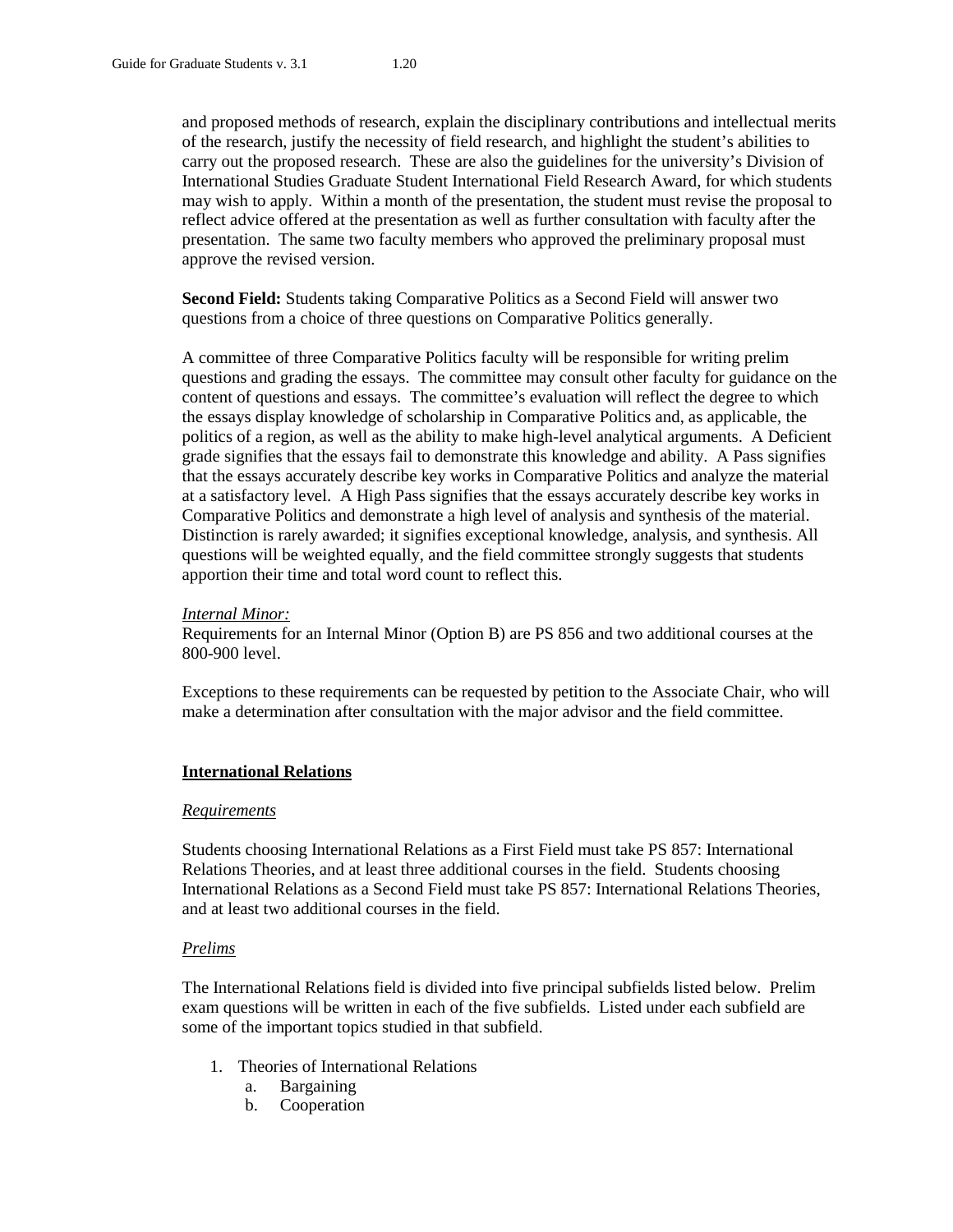and proposed methods of research, explain the disciplinary contributions and intellectual merits of the research, justify the necessity of field research, and highlight the student's abilities to carry out the proposed research. These are also the guidelines for the university's Division of International Studies Graduate Student International Field Research Award, for which students may wish to apply. Within a month of the presentation, the student must revise the proposal to reflect advice offered at the presentation as well as further consultation with faculty after the presentation. The same two faculty members who approved the preliminary proposal must approve the revised version.

**Second Field:** Students taking Comparative Politics as a Second Field will answer two questions from a choice of three questions on Comparative Politics generally.

A committee of three Comparative Politics faculty will be responsible for writing prelim questions and grading the essays. The committee may consult other faculty for guidance on the content of questions and essays. The committee's evaluation will reflect the degree to which the essays display knowledge of scholarship in Comparative Politics and, as applicable, the politics of a region, as well as the ability to make high-level analytical arguments. A Deficient grade signifies that the essays fail to demonstrate this knowledge and ability. A Pass signifies that the essays accurately describe key works in Comparative Politics and analyze the material at a satisfactory level. A High Pass signifies that the essays accurately describe key works in Comparative Politics and demonstrate a high level of analysis and synthesis of the material. Distinction is rarely awarded; it signifies exceptional knowledge, analysis, and synthesis. All questions will be weighted equally, and the field committee strongly suggests that students apportion their time and total word count to reflect this.

*Internal Minor:*

Requirements for an Internal Minor (Option B) are PS 856 and two additional courses at the 800-900 level.

Exceptions to these requirements can be requested by petition to the Associate Chair, who will make a determination after consultation with the major advisor and the field committee.

## International Relations

*Requirements*

Students choosing International Relations as a First Field must take PS 857: International Relations Theories, and at least three additional courses in the field. Students choosing International Relations as a Second Field must take PS 857: International Relations Theories, and at least two additional courses in the field.

*Prelims*

The International Relations field is divided into five principal subfields listed below. Prelim exam questions will be written in each of the five subfields. Listed under each subfield are some of the important topics studied in that subfield.

1. Theories of International Relations
   a. Bargaining
   b. Cooperation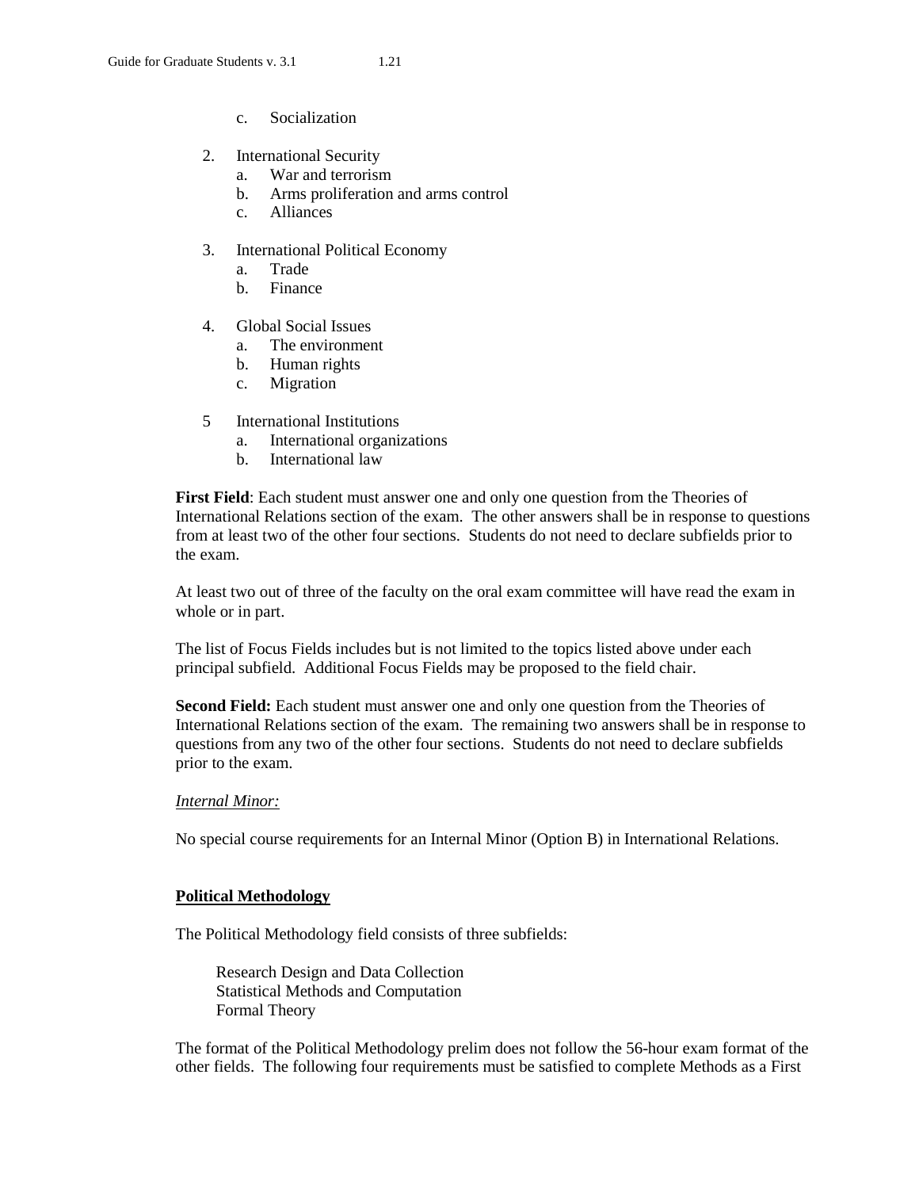c. Socialization

2. International Security
   a. War and terrorism
   b. Arms proliferation and arms control
   c. Alliances

3. International Political Economy
   a. Trade
   b. Finance

4. Global Social Issues
   a. The environment
   b. Human rights
   c. Migration

5 International Institutions
   a. International organizations
   b. International law

**First Field**: Each student must answer one and only one question from the Theories of International Relations section of the exam. The other answers shall be in response to questions from at least two of the other four sections. Students do not need to declare subfields prior to the exam.

At least two out of three of the faculty on the oral exam committee will have read the exam in whole or in part.

The list of Focus Fields includes but is not limited to the topics listed above under each principal subfield. Additional Focus Fields may be proposed to the field chair.

**Second Field:** Each student must answer one and only one question from the Theories of International Relations section of the exam. The remaining two answers shall be in response to questions from any two of the other four sections. Students do not need to declare subfields prior to the exam.

*Internal Minor:*

No special course requirements for an Internal Minor (Option B) in International Relations.

## Political Methodology

The Political Methodology field consists of three subfields:

Research Design and Data Collection
Statistical Methods and Computation
Formal Theory

The format of the Political Methodology prelim does not follow the 56-hour exam format of the other fields. The following four requirements must be satisfied to complete Methods as a First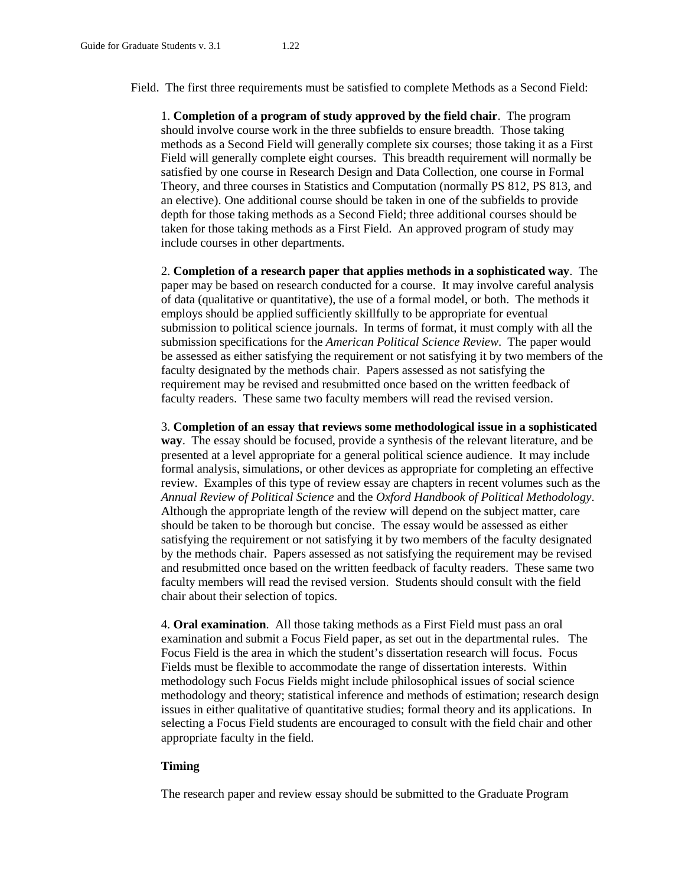Field. The first three requirements must be satisfied to complete Methods as a Second Field:

1. **Completion of a program of study approved by the field chair**. The program should involve course work in the three subfields to ensure breadth. Those taking methods as a Second Field will generally complete six courses; those taking it as a First Field will generally complete eight courses. This breadth requirement will normally be satisfied by one course in Research Design and Data Collection, one course in Formal Theory, and three courses in Statistics and Computation (normally PS 812, PS 813, and an elective). One additional course should be taken in one of the subfields to provide depth for those taking methods as a Second Field; three additional courses should be taken for those taking methods as a First Field. An approved program of study may include courses in other departments.

2. **Completion of a research paper that applies methods in a sophisticated way**. The paper may be based on research conducted for a course. It may involve careful analysis of data (qualitative or quantitative), the use of a formal model, or both. The methods it employs should be applied sufficiently skillfully to be appropriate for eventual submission to political science journals. In terms of format, it must comply with all the submission specifications for the *American Political Science Review*. The paper would be assessed as either satisfying the requirement or not satisfying it by two members of the faculty designated by the methods chair. Papers assessed as not satisfying the requirement may be revised and resubmitted once based on the written feedback of faculty readers. These same two faculty members will read the revised version.

3. **Completion of an essay that reviews some methodological issue in a sophisticated way**. The essay should be focused, provide a synthesis of the relevant literature, and be presented at a level appropriate for a general political science audience. It may include formal analysis, simulations, or other devices as appropriate for completing an effective review. Examples of this type of review essay are chapters in recent volumes such as the *Annual Review of Political Science* and the *Oxford Handbook of Political Methodology*. Although the appropriate length of the review will depend on the subject matter, care should be taken to be thorough but concise. The essay would be assessed as either satisfying the requirement or not satisfying it by two members of the faculty designated by the methods chair. Papers assessed as not satisfying the requirement may be revised and resubmitted once based on the written feedback of faculty readers. These same two faculty members will read the revised version. Students should consult with the field chair about their selection of topics.

4. **Oral examination**. All those taking methods as a First Field must pass an oral examination and submit a Focus Field paper, as set out in the departmental rules. The Focus Field is the area in which the student's dissertation research will focus. Focus Fields must be flexible to accommodate the range of dissertation interests. Within methodology such Focus Fields might include philosophical issues of social science methodology and theory; statistical inference and methods of estimation; research design issues in either qualitative of quantitative studies; formal theory and its applications. In selecting a Focus Field students are encouraged to consult with the field chair and other appropriate faculty in the field.

**Timing**

The research paper and review essay should be submitted to the Graduate Program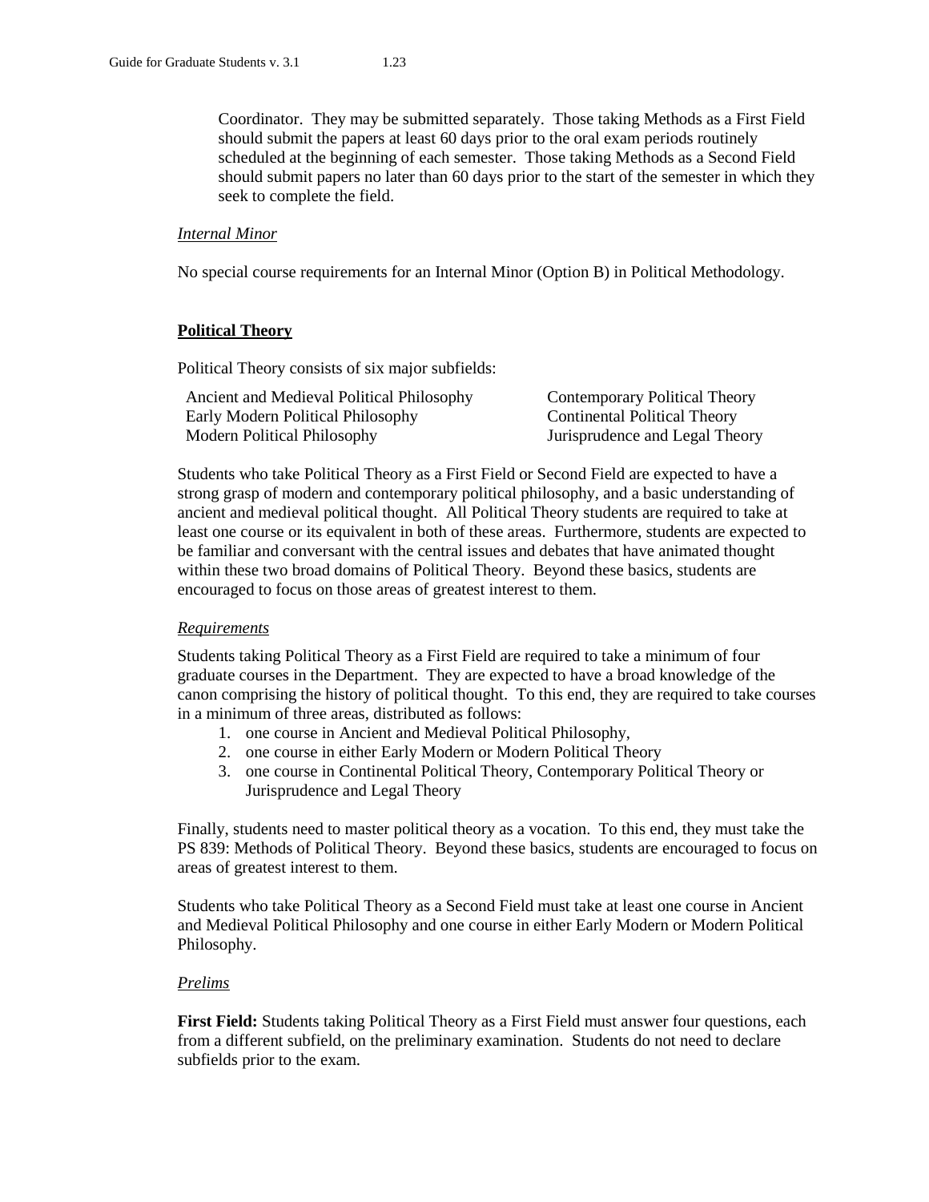Coordinator. They may be submitted separately. Those taking Methods as a First Field should submit the papers at least 60 days prior to the oral exam periods routinely scheduled at the beginning of each semester. Those taking Methods as a Second Field should submit papers no later than 60 days prior to the start of the semester in which they seek to complete the field.

*Internal Minor*

No special course requirements for an Internal Minor (Option B) in Political Methodology.

**Political Theory**

Political Theory consists of six major subfields:

- Ancient and Medieval Political Philosophy
- Early Modern Political Philosophy
- Modern Political Philosophy
- Contemporary Political Theory
- Continental Political Theory
- Jurisprudence and Legal Theory

Students who take Political Theory as a First Field or Second Field are expected to have a strong grasp of modern and contemporary political philosophy, and a basic understanding of ancient and medieval political thought. All Political Theory students are required to take at least one course or its equivalent in both of these areas. Furthermore, students are expected to be familiar and conversant with the central issues and debates that have animated thought within these two broad domains of Political Theory. Beyond these basics, students are encouraged to focus on those areas of greatest interest to them.

*Requirements*

Students taking Political Theory as a First Field are required to take a minimum of four graduate courses in the Department. They are expected to have a broad knowledge of the canon comprising the history of political thought. To this end, they are required to take courses in a minimum of three areas, distributed as follows:

1. one course in Ancient and Medieval Political Philosophy,
2. one course in either Early Modern or Modern Political Theory
3. one course in Continental Political Theory, Contemporary Political Theory or Jurisprudence and Legal Theory

Finally, students need to master political theory as a vocation. To this end, they must take the PS 839: Methods of Political Theory. Beyond these basics, students are encouraged to focus on areas of greatest interest to them.

Students who take Political Theory as a Second Field must take at least one course in Ancient and Medieval Political Philosophy and one course in either Early Modern or Modern Political Philosophy.

*Prelims*

**First Field:** Students taking Political Theory as a First Field must answer four questions, each from a different subfield, on the preliminary examination. Students do not need to declare subfields prior to the exam.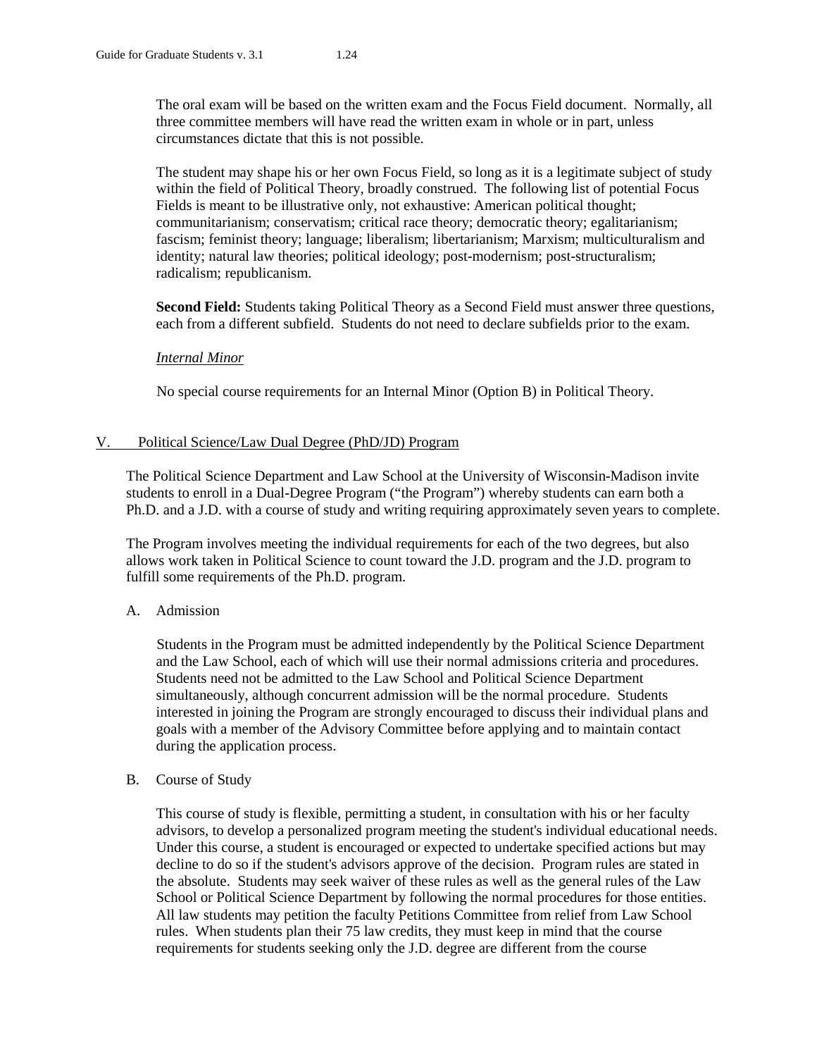The oral exam will be based on the written exam and the Focus Field document. Normally, all three committee members will have read the written exam in whole or in part, unless circumstances dictate that this is not possible.

The student may shape his or her own Focus Field, so long as it is a legitimate subject of study within the field of Political Theory, broadly construed. The following list of potential Focus Fields is meant to be illustrative only, not exhaustive: American political thought; communitarianism; conservatism; critical race theory; democratic theory; egalitarianism; fascism; feminist theory; language; liberalism; libertarianism; Marxism; multiculturalism and identity; natural law theories; political ideology; post-modernism; post-structuralism; radicalism; republicanism.

**Second Field:** Students taking Political Theory as a Second Field must answer three questions, each from a different subfield. Students do not need to declare subfields prior to the exam.

*Internal Minor*

No special course requirements for an Internal Minor (Option B) in Political Theory.

## V. Political Science/Law Dual Degree (PhD/JD) Program

The Political Science Department and Law School at the University of Wisconsin-Madison invite students to enroll in a Dual-Degree Program ("the Program") whereby students can earn both a Ph.D. and a J.D. with a course of study and writing requiring approximately seven years to complete.

The Program involves meeting the individual requirements for each of the two degrees, but also allows work taken in Political Science to count toward the J.D. program and the J.D. program to fulfill some requirements of the Ph.D. program.

### A. Admission

Students in the Program must be admitted independently by the Political Science Department and the Law School, each of which will use their normal admissions criteria and procedures. Students need not be admitted to the Law School and Political Science Department simultaneously, although concurrent admission will be the normal procedure. Students interested in joining the Program are strongly encouraged to discuss their individual plans and goals with a member of the Advisory Committee before applying and to maintain contact during the application process.

### B. Course of Study

This course of study is flexible, permitting a student, in consultation with his or her faculty advisors, to develop a personalized program meeting the student's individual educational needs. Under this course, a student is encouraged or expected to undertake specified actions but may decline to do so if the student's advisors approve of the decision. Program rules are stated in the absolute. Students may seek waiver of these rules as well as the general rules of the Law School or Political Science Department by following the normal procedures for those entities. All law students may petition the faculty Petitions Committee from relief from Law School rules. When students plan their 75 law credits, they must keep in mind that the course requirements for students seeking only the J.D. degree are different from the course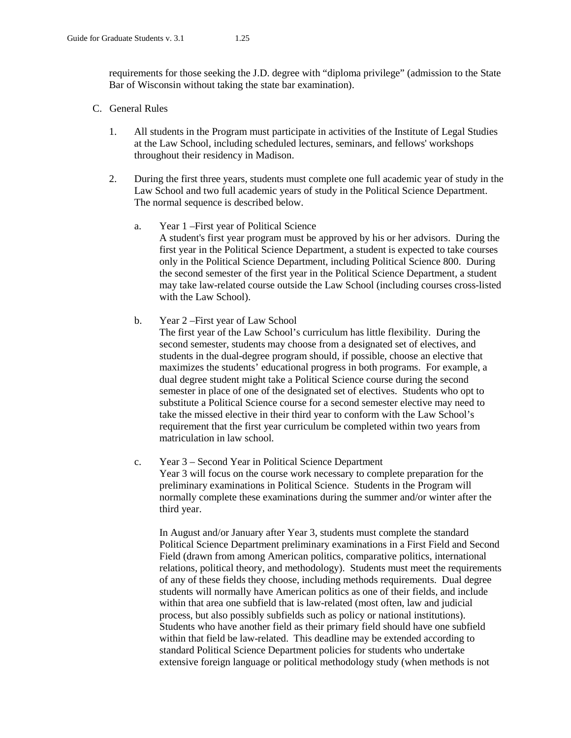requirements for those seeking the J.D. degree with "diploma privilege" (admission to the State Bar of Wisconsin without taking the state bar examination).

C. General Rules

1. All students in the Program must participate in activities of the Institute of Legal Studies at the Law School, including scheduled lectures, seminars, and fellows' workshops throughout their residency in Madison.

2. During the first three years, students must complete one full academic year of study in the Law School and two full academic years of study in the Political Science Department. The normal sequence is described below.

   a. Year 1 –First year of Political Science
   A student's first year program must be approved by his or her advisors. During the first year in the Political Science Department, a student is expected to take courses only in the Political Science Department, including Political Science 800. During the second semester of the first year in the Political Science Department, a student may take law-related course outside the Law School (including courses cross-listed with the Law School).

   b. Year 2 –First year of Law School
   The first year of the Law School's curriculum has little flexibility. During the second semester, students may choose from a designated set of electives, and students in the dual-degree program should, if possible, choose an elective that maximizes the students' educational progress in both programs. For example, a dual degree student might take a Political Science course during the second semester in place of one of the designated set of electives. Students who opt to substitute a Political Science course for a second semester elective may need to take the missed elective in their third year to conform with the Law School's requirement that the first year curriculum be completed within two years from matriculation in law school.

   c. Year 3 – Second Year in Political Science Department
   Year 3 will focus on the course work necessary to complete preparation for the preliminary examinations in Political Science. Students in the Program will normally complete these examinations during the summer and/or winter after the third year.

   In August and/or January after Year 3, students must complete the standard Political Science Department preliminary examinations in a First Field and Second Field (drawn from among American politics, comparative politics, international relations, political theory, and methodology). Students must meet the requirements of any of these fields they choose, including methods requirements. Dual degree students will normally have American politics as one of their fields, and include within that area one subfield that is law-related (most often, law and judicial process, but also possibly subfields such as policy or national institutions). Students who have another field as their primary field should have one subfield within that field be law-related. This deadline may be extended according to standard Political Science Department policies for students who undertake extensive foreign language or political methodology study (when methods is not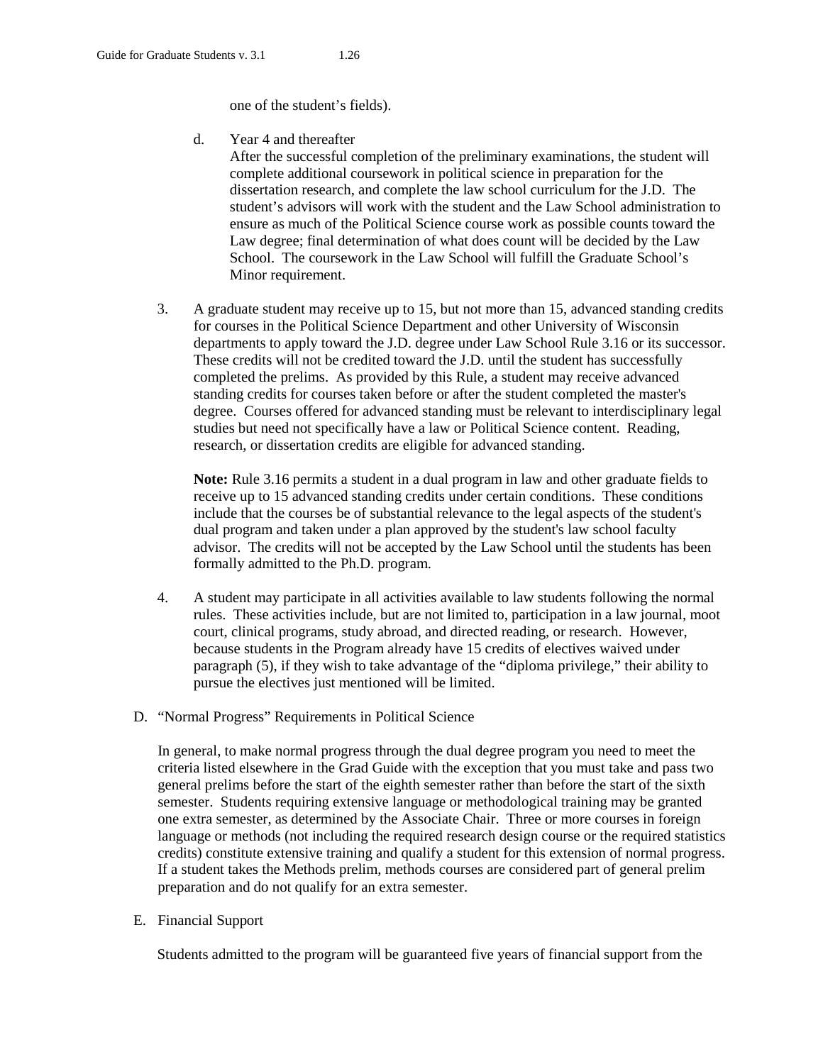one of the student's fields).

d. Year 4 and thereafter
After the successful completion of the preliminary examinations, the student will complete additional coursework in political science in preparation for the dissertation research, and complete the law school curriculum for the J.D. The student's advisors will work with the student and the Law School administration to ensure as much of the Political Science course work as possible counts toward the Law degree; final determination of what does count will be decided by the Law School. The coursework in the Law School will fulfill the Graduate School's Minor requirement.

3. A graduate student may receive up to 15, but not more than 15, advanced standing credits for courses in the Political Science Department and other University of Wisconsin departments to apply toward the J.D. degree under Law School Rule 3.16 or its successor. These credits will not be credited toward the J.D. until the student has successfully completed the prelims. As provided by this Rule, a student may receive advanced standing credits for courses taken before or after the student completed the master's degree. Courses offered for advanced standing must be relevant to interdisciplinary legal studies but need not specifically have a law or Political Science content. Reading, research, or dissertation credits are eligible for advanced standing.

   **Note:** Rule 3.16 permits a student in a dual program in law and other graduate fields to receive up to 15 advanced standing credits under certain conditions. These conditions include that the courses be of substantial relevance to the legal aspects of the student's dual program and taken under a plan approved by the student's law school faculty advisor. The credits will not be accepted by the Law School until the students has been formally admitted to the Ph.D. program.

4. A student may participate in all activities available to law students following the normal rules. These activities include, but are not limited to, participation in a law journal, moot court, clinical programs, study abroad, and directed reading, or research. However, because students in the Program already have 15 credits of electives waived under paragraph (5), if they wish to take advantage of the "diploma privilege," their ability to pursue the electives just mentioned will be limited.

D. "Normal Progress" Requirements in Political Science

In general, to make normal progress through the dual degree program you need to meet the criteria listed elsewhere in the Grad Guide with the exception that you must take and pass two general prelims before the start of the eighth semester rather than before the start of the sixth semester. Students requiring extensive language or methodological training may be granted one extra semester, as determined by the Associate Chair. Three or more courses in foreign language or methods (not including the required research design course or the required statistics credits) constitute extensive training and qualify a student for this extension of normal progress. If a student takes the Methods prelim, methods courses are considered part of general prelim preparation and do not qualify for an extra semester.

E. Financial Support

Students admitted to the program will be guaranteed five years of financial support from the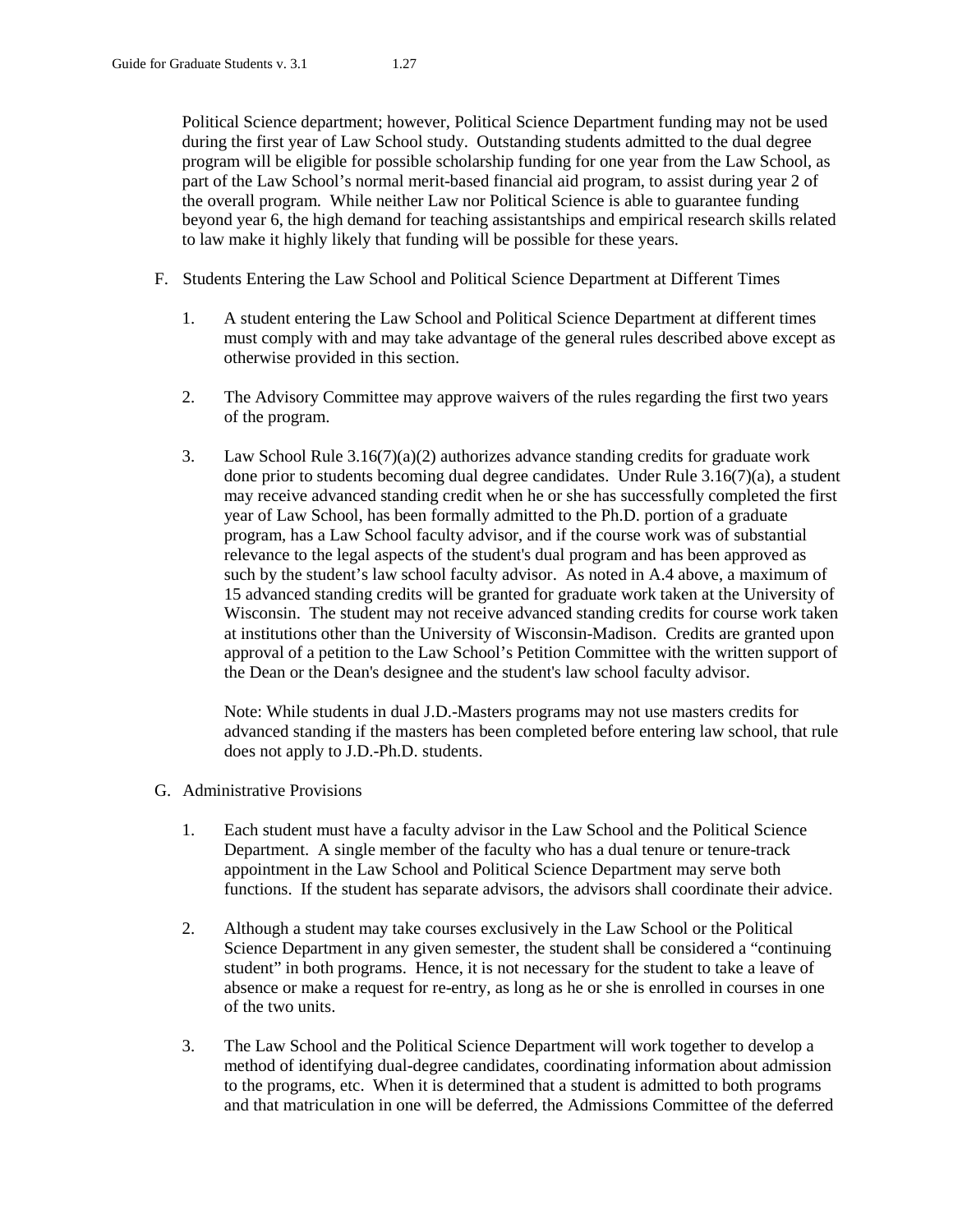Political Science department; however, Political Science Department funding may not be used during the first year of Law School study. Outstanding students admitted to the dual degree program will be eligible for possible scholarship funding for one year from the Law School, as part of the Law School's normal merit-based financial aid program, to assist during year 2 of the overall program. While neither Law nor Political Science is able to guarantee funding beyond year 6, the high demand for teaching assistantships and empirical research skills related to law make it highly likely that funding will be possible for these years.

F. Students Entering the Law School and Political Science Department at Different Times

1. A student entering the Law School and Political Science Department at different times must comply with and may take advantage of the general rules described above except as otherwise provided in this section.

2. The Advisory Committee may approve waivers of the rules regarding the first two years of the program.

3. Law School Rule 3.16(7)(a)(2) authorizes advance standing credits for graduate work done prior to students becoming dual degree candidates. Under Rule 3.16(7)(a), a student may receive advanced standing credit when he or she has successfully completed the first year of Law School, has been formally admitted to the Ph.D. portion of a graduate program, has a Law School faculty advisor, and if the course work was of substantial relevance to the legal aspects of the student's dual program and has been approved as such by the student's law school faculty advisor. As noted in A.4 above, a maximum of 15 advanced standing credits will be granted for graduate work taken at the University of Wisconsin. The student may not receive advanced standing credits for course work taken at institutions other than the University of Wisconsin-Madison. Credits are granted upon approval of a petition to the Law School's Petition Committee with the written support of the Dean or the Dean's designee and the student's law school faculty advisor.

   Note: While students in dual J.D.-Masters programs may not use masters credits for advanced standing if the masters has been completed before entering law school, that rule does not apply to J.D.-Ph.D. students.

G. Administrative Provisions

1. Each student must have a faculty advisor in the Law School and the Political Science Department. A single member of the faculty who has a dual tenure or tenure-track appointment in the Law School and Political Science Department may serve both functions. If the student has separate advisors, the advisors shall coordinate their advice.

2. Although a student may take courses exclusively in the Law School or the Political Science Department in any given semester, the student shall be considered a "continuing student" in both programs. Hence, it is not necessary for the student to take a leave of absence or make a request for re-entry, as long as he or she is enrolled in courses in one of the two units.

3. The Law School and the Political Science Department will work together to develop a method of identifying dual-degree candidates, coordinating information about admission to the programs, etc. When it is determined that a student is admitted to both programs and that matriculation in one will be deferred, the Admissions Committee of the deferred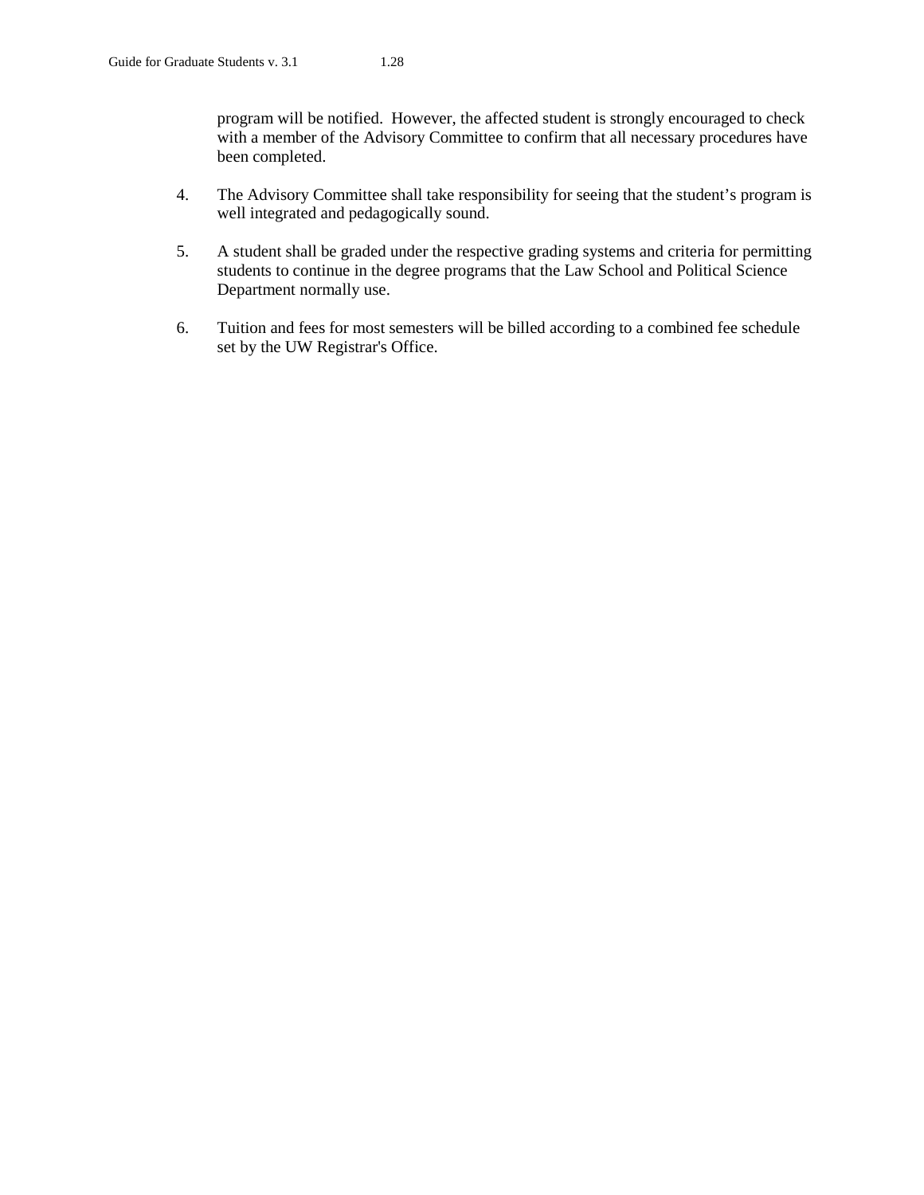program will be notified. However, the affected student is strongly encouraged to check with a member of the Advisory Committee to confirm that all necessary procedures have been completed.

4. The Advisory Committee shall take responsibility for seeing that the student's program is well integrated and pedagogically sound.

5. A student shall be graded under the respective grading systems and criteria for permitting students to continue in the degree programs that the Law School and Political Science Department normally use.

6. Tuition and fees for most semesters will be billed according to a combined fee schedule set by the UW Registrar's Office.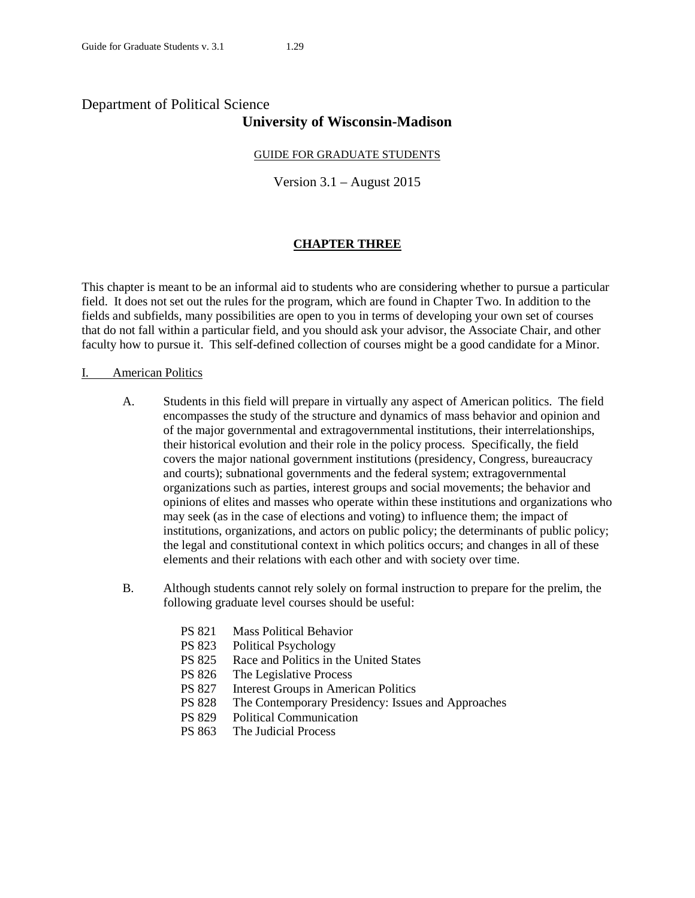Department of Political Science

# University of Wisconsin-Madison

GUIDE FOR GRADUATE STUDENTS

Version 3.1 – August 2015

## CHAPTER THREE

This chapter is meant to be an informal aid to students who are considering whether to pursue a particular field. It does not set out the rules for the program, which are found in Chapter Two. In addition to the fields and subfields, many possibilities are open to you in terms of developing your own set of courses that do not fall within a particular field, and you should ask your advisor, the Associate Chair, and other faculty how to pursue it. This self-defined collection of courses might be a good candidate for a Minor.

### I. American Politics

A. Students in this field will prepare in virtually any aspect of American politics. The field encompasses the study of the structure and dynamics of mass behavior and opinion and of the major governmental and extragovernmental institutions, their interrelationships, their historical evolution and their role in the policy process. Specifically, the field covers the major national government institutions (presidency, Congress, bureaucracy and courts); subnational governments and the federal system; extragovernmental organizations such as parties, interest groups and social movements; the behavior and opinions of elites and masses who operate within these institutions and organizations who may seek (as in the case of elections and voting) to influence them; the impact of institutions, organizations, and actors on public policy; the determinants of public policy; the legal and constitutional context in which politics occurs; and changes in all of these elements and their relations with each other and with society over time.

B. Although students cannot rely solely on formal instruction to prepare for the prelim, the following graduate level courses should be useful:

- PS 821 Mass Political Behavior
- PS 823 Political Psychology
- PS 825 Race and Politics in the United States
- PS 826 The Legislative Process
- PS 827 Interest Groups in American Politics
- PS 828 The Contemporary Presidency: Issues and Approaches
- PS 829 Political Communication
- PS 863 The Judicial Process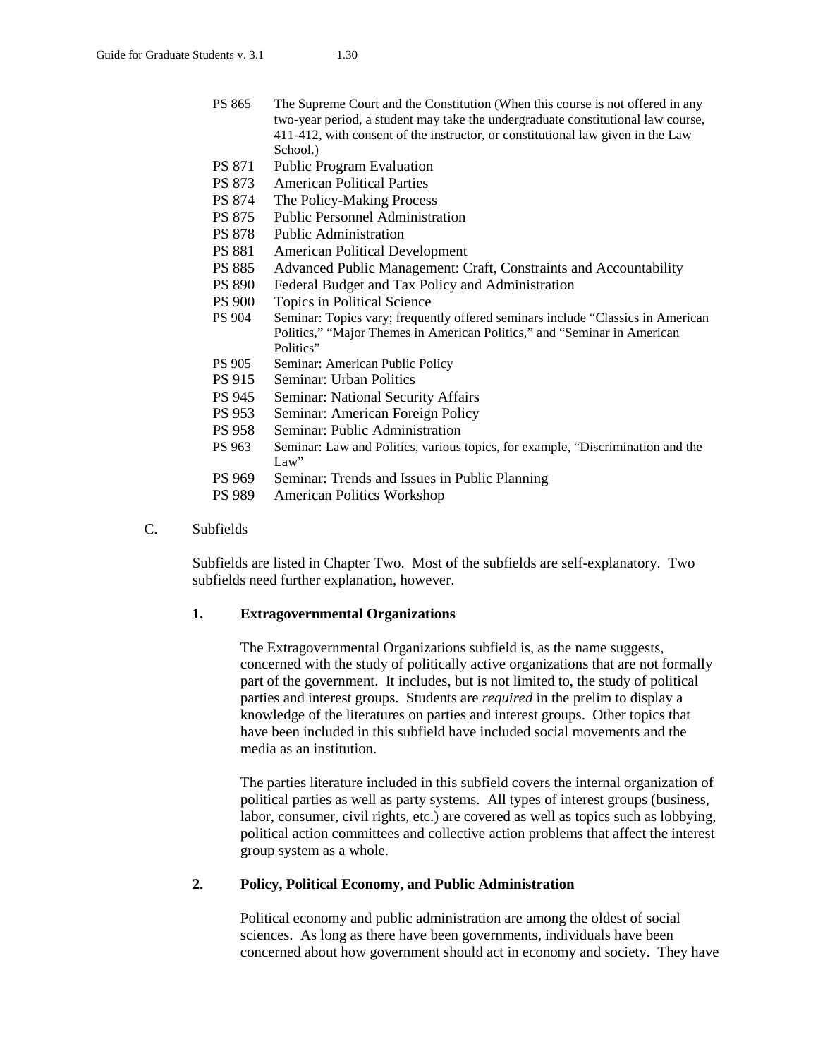- PS 865 The Supreme Court and the Constitution (When this course is not offered in any two-year period, a student may take the undergraduate constitutional law course, 411-412, with consent of the instructor, or constitutional law given in the Law School.)
- PS 871 Public Program Evaluation
- PS 873 American Political Parties
- PS 874 The Policy-Making Process
- PS 875 Public Personnel Administration
- PS 878 Public Administration
- PS 881 American Political Development
- PS 885 Advanced Public Management: Craft, Constraints and Accountability
- PS 890 Federal Budget and Tax Policy and Administration
- PS 900 Topics in Political Science
- PS 904 Seminar: Topics vary; frequently offered seminars include "Classics in American Politics," "Major Themes in American Politics," and "Seminar in American Politics"
- PS 905 Seminar: American Public Policy
- PS 915 Seminar: Urban Politics
- PS 945 Seminar: National Security Affairs
- PS 953 Seminar: American Foreign Policy
- PS 958 Seminar: Public Administration
- PS 963 Seminar: Law and Politics, various topics, for example, "Discrimination and the Law"
- PS 969 Seminar: Trends and Issues in Public Planning
- PS 989 American Politics Workshop

## C. Subfields

Subfields are listed in Chapter Two. Most of the subfields are self-explanatory. Two subfields need further explanation, however.

### 1. Extragovernmental Organizations

The Extragovernmental Organizations subfield is, as the name suggests, concerned with the study of politically active organizations that are not formally part of the government. It includes, but is not limited to, the study of political parties and interest groups. Students are *required* in the prelim to display a knowledge of the literatures on parties and interest groups. Other topics that have been included in this subfield have included social movements and the media as an institution.

The parties literature included in this subfield covers the internal organization of political parties as well as party systems. All types of interest groups (business, labor, consumer, civil rights, etc.) are covered as well as topics such as lobbying, political action committees and collective action problems that affect the interest group system as a whole.

### 2. Policy, Political Economy, and Public Administration

Political economy and public administration are among the oldest of social sciences. As long as there have been governments, individuals have been concerned about how government should act in economy and society. They have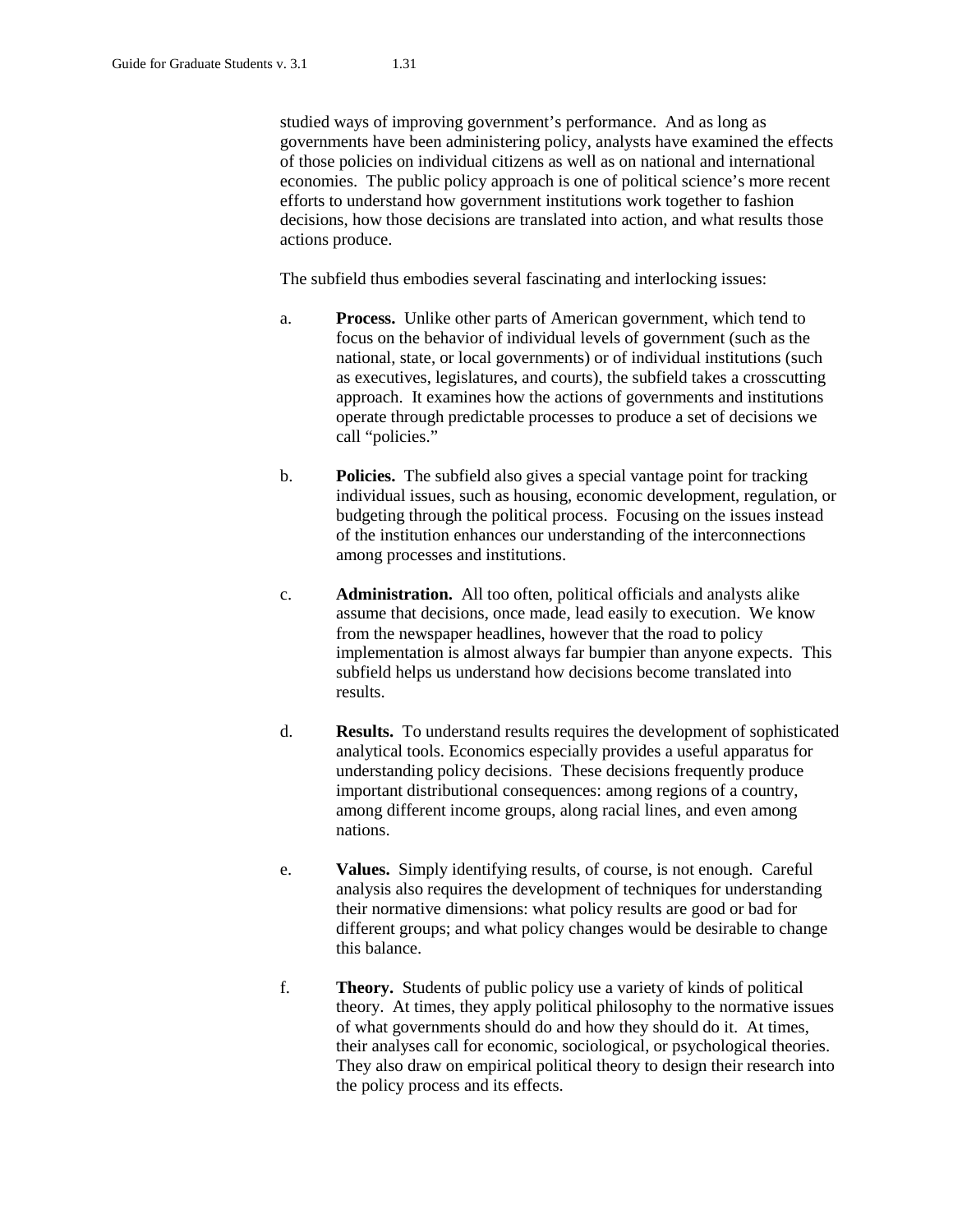studied ways of improving government's performance. And as long as governments have been administering policy, analysts have examined the effects of those policies on individual citizens as well as on national and international economies. The public policy approach is one of political science's more recent efforts to understand how government institutions work together to fashion decisions, how those decisions are translated into action, and what results those actions produce.

The subfield thus embodies several fascinating and interlocking issues:

a. **Process.** Unlike other parts of American government, which tend to focus on the behavior of individual levels of government (such as the national, state, or local governments) or of individual institutions (such as executives, legislatures, and courts), the subfield takes a crosscutting approach. It examines how the actions of governments and institutions operate through predictable processes to produce a set of decisions we call "policies."

b. **Policies.** The subfield also gives a special vantage point for tracking individual issues, such as housing, economic development, regulation, or budgeting through the political process. Focusing on the issues instead of the institution enhances our understanding of the interconnections among processes and institutions.

c. **Administration.** All too often, political officials and analysts alike assume that decisions, once made, lead easily to execution. We know from the newspaper headlines, however that the road to policy implementation is almost always far bumpier than anyone expects. This subfield helps us understand how decisions become translated into results.

d. **Results.** To understand results requires the development of sophisticated analytical tools. Economics especially provides a useful apparatus for understanding policy decisions. These decisions frequently produce important distributional consequences: among regions of a country, among different income groups, along racial lines, and even among nations.

e. **Values.** Simply identifying results, of course, is not enough. Careful analysis also requires the development of techniques for understanding their normative dimensions: what policy results are good or bad for different groups; and what policy changes would be desirable to change this balance.

f. **Theory.** Students of public policy use a variety of kinds of political theory. At times, they apply political philosophy to the normative issues of what governments should do and how they should do it. At times, their analyses call for economic, sociological, or psychological theories. They also draw on empirical political theory to design their research into the policy process and its effects.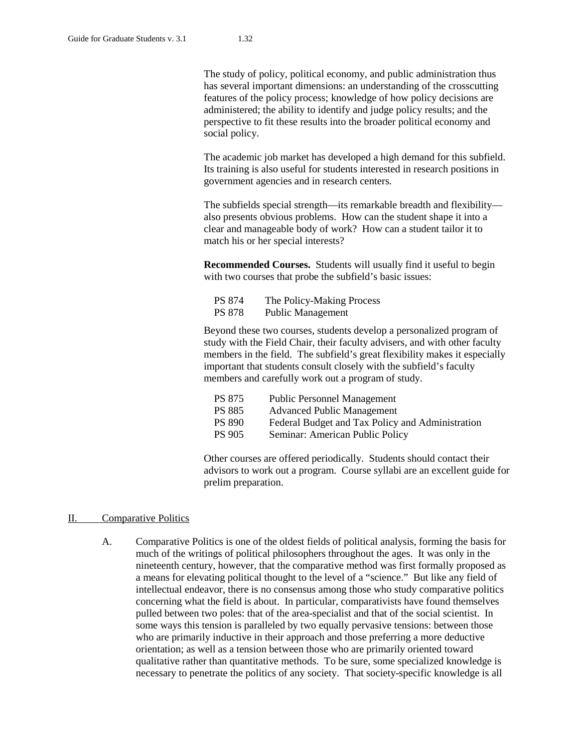The study of policy, political economy, and public administration thus has several important dimensions: an understanding of the crosscutting features of the policy process; knowledge of how policy decisions are administered; the ability to identify and judge policy results; and the perspective to fit these results into the broader political economy and social policy.

The academic job market has developed a high demand for this subfield. Its training is also useful for students interested in research positions in government agencies and in research centers.

The subfields special strength—its remarkable breadth and flexibility—also presents obvious problems. How can the student shape it into a clear and manageable body of work? How can a student tailor it to match his or her special interests?

**Recommended Courses.** Students will usually find it useful to begin with two courses that probe the subfield's basic issues:

| | |
|---|---|
| PS 874 | The Policy-Making Process |
| PS 878 | Public Management |

Beyond these two courses, students develop a personalized program of study with the Field Chair, their faculty advisers, and with other faculty members in the field. The subfield's great flexibility makes it especially important that students consult closely with the subfield's faculty members and carefully work out a program of study.

| | |
|---|---|
| PS 875 | Public Personnel Management |
| PS 885 | Advanced Public Management |
| PS 890 | Federal Budget and Tax Policy and Administration |
| PS 905 | Seminar: American Public Policy |

Other courses are offered periodically. Students should contact their advisors to work out a program. Course syllabi are an excellent guide for prelim preparation.

## II. Comparative Politics

A. Comparative Politics is one of the oldest fields of political analysis, forming the basis for much of the writings of political philosophers throughout the ages. It was only in the nineteenth century, however, that the comparative method was first formally proposed as a means for elevating political thought to the level of a "science." But like any field of intellectual endeavor, there is no consensus among those who study comparative politics concerning what the field is about. In particular, comparativists have found themselves pulled between two poles: that of the area-specialist and that of the social scientist. In some ways this tension is paralleled by two equally pervasive tensions: between those who are primarily inductive in their approach and those preferring a more deductive orientation; as well as a tension between those who are primarily oriented toward qualitative rather than quantitative methods. To be sure, some specialized knowledge is necessary to penetrate the politics of any society. That society-specific knowledge is all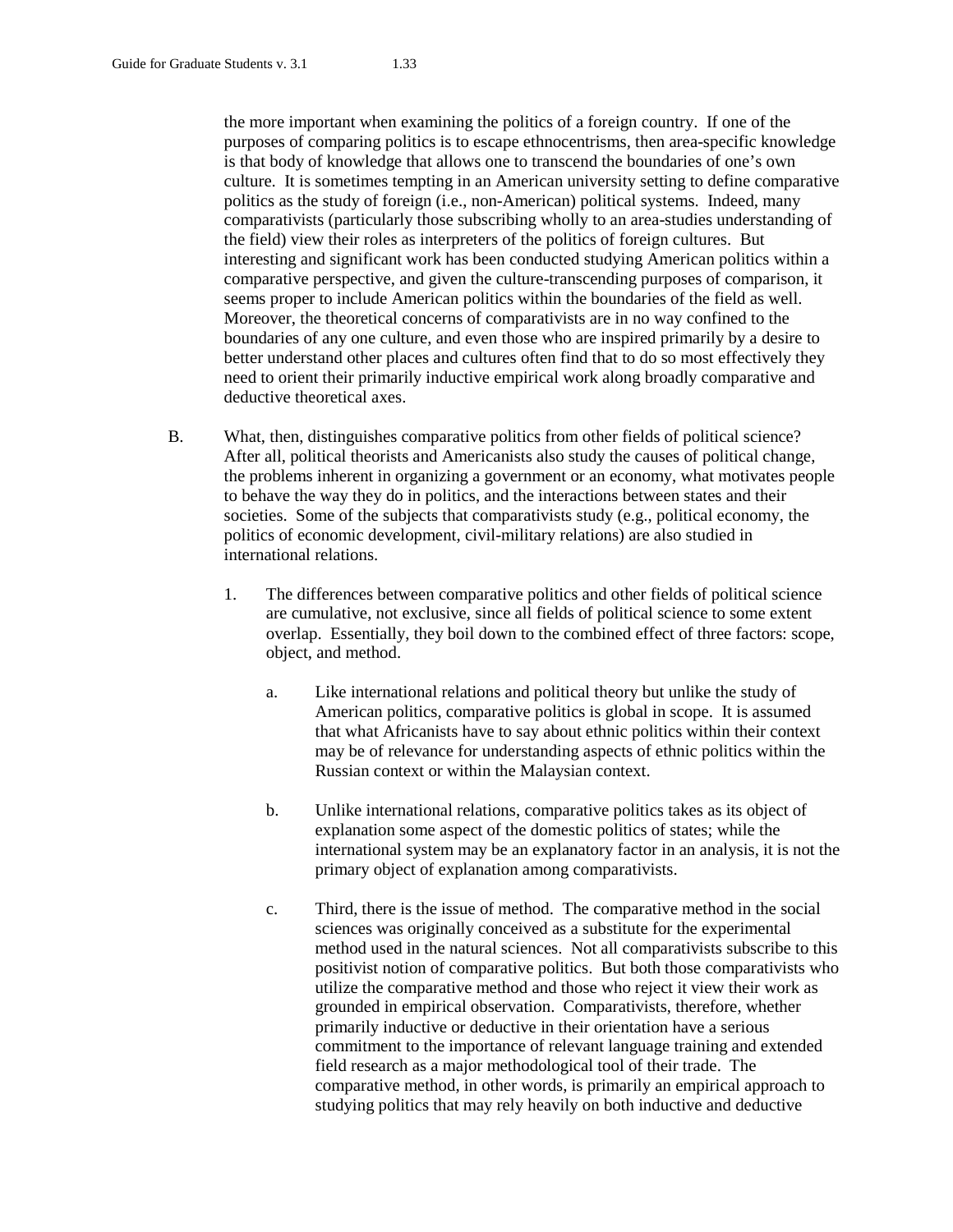the more important when examining the politics of a foreign country. If one of the purposes of comparing politics is to escape ethnocentrisms, then area-specific knowledge is that body of knowledge that allows one to transcend the boundaries of one's own culture. It is sometimes tempting in an American university setting to define comparative politics as the study of foreign (i.e., non-American) political systems. Indeed, many comparativists (particularly those subscribing wholly to an area-studies understanding of the field) view their roles as interpreters of the politics of foreign cultures. But interesting and significant work has been conducted studying American politics within a comparative perspective, and given the culture-transcending purposes of comparison, it seems proper to include American politics within the boundaries of the field as well. Moreover, the theoretical concerns of comparativists are in no way confined to the boundaries of any one culture, and even those who are inspired primarily by a desire to better understand other places and cultures often find that to do so most effectively they need to orient their primarily inductive empirical work along broadly comparative and deductive theoretical axes.

B. What, then, distinguishes comparative politics from other fields of political science? After all, political theorists and Americanists also study the causes of political change, the problems inherent in organizing a government or an economy, what motivates people to behave the way they do in politics, and the interactions between states and their societies. Some of the subjects that comparativists study (e.g., political economy, the politics of economic development, civil-military relations) are also studied in international relations.

1. The differences between comparative politics and other fields of political science are cumulative, not exclusive, since all fields of political science to some extent overlap. Essentially, they boil down to the combined effect of three factors: scope, object, and method.

   a. Like international relations and political theory but unlike the study of American politics, comparative politics is global in scope. It is assumed that what Africanists have to say about ethnic politics within their context may be of relevance for understanding aspects of ethnic politics within the Russian context or within the Malaysian context.

   b. Unlike international relations, comparative politics takes as its object of explanation some aspect of the domestic politics of states; while the international system may be an explanatory factor in an analysis, it is not the primary object of explanation among comparativists.

   c. Third, there is the issue of method. The comparative method in the social sciences was originally conceived as a substitute for the experimental method used in the natural sciences. Not all comparativists subscribe to this positivist notion of comparative politics. But both those comparativists who utilize the comparative method and those who reject it view their work as grounded in empirical observation. Comparativists, therefore, whether primarily inductive or deductive in their orientation have a serious commitment to the importance of relevant language training and extended field research as a major methodological tool of their trade. The comparative method, in other words, is primarily an empirical approach to studying politics that may rely heavily on both inductive and deductive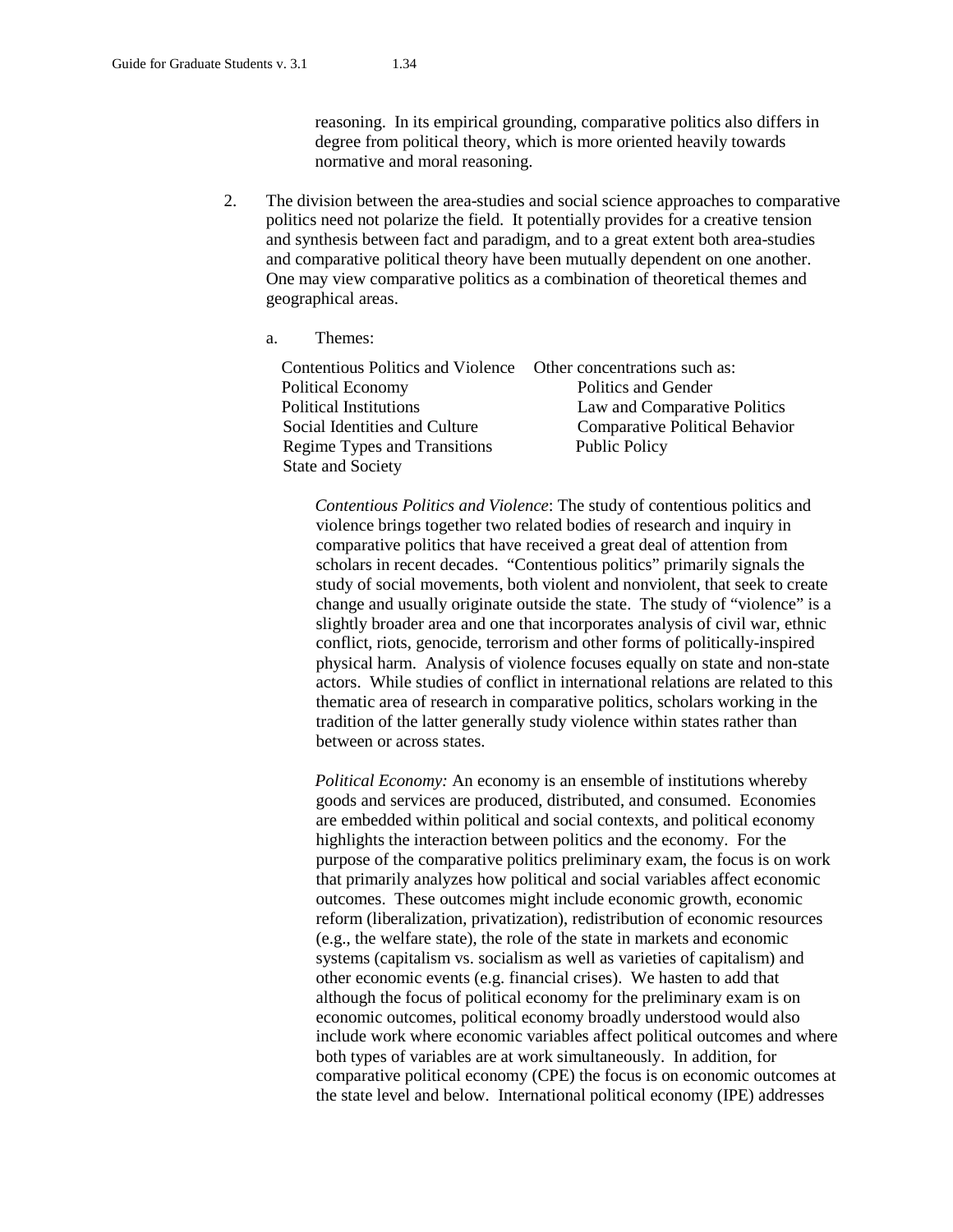reasoning. In its empirical grounding, comparative politics also differs in degree from political theory, which is more oriented heavily towards normative and moral reasoning.

2. The division between the area-studies and social science approaches to comparative politics need not polarize the field. It potentially provides for a creative tension and synthesis between fact and paradigm, and to a great extent both area-studies and comparative political theory have been mutually dependent on one another. One may view comparative politics as a combination of theoretical themes and geographical areas.

   a. Themes:

| | |
|---|---|
| Contentious Politics and Violence | Other concentrations such as: |
| Political Economy | Politics and Gender |
| Political Institutions | Law and Comparative Politics |
| Social Identities and Culture | Comparative Political Behavior |
| Regime Types and Transitions | Public Policy |
| State and Society | |

*Contentious Politics and Violence*: The study of contentious politics and violence brings together two related bodies of research and inquiry in comparative politics that have received a great deal of attention from scholars in recent decades. "Contentious politics" primarily signals the study of social movements, both violent and nonviolent, that seek to create change and usually originate outside the state. The study of "violence" is a slightly broader area and one that incorporates analysis of civil war, ethnic conflict, riots, genocide, terrorism and other forms of politically-inspired physical harm. Analysis of violence focuses equally on state and non-state actors. While studies of conflict in international relations are related to this thematic area of research in comparative politics, scholars working in the tradition of the latter generally study violence within states rather than between or across states.

*Political Economy:* An economy is an ensemble of institutions whereby goods and services are produced, distributed, and consumed. Economies are embedded within political and social contexts, and political economy highlights the interaction between politics and the economy. For the purpose of the comparative politics preliminary exam, the focus is on work that primarily analyzes how political and social variables affect economic outcomes. These outcomes might include economic growth, economic reform (liberalization, privatization), redistribution of economic resources (e.g., the welfare state), the role of the state in markets and economic systems (capitalism vs. socialism as well as varieties of capitalism) and other economic events (e.g. financial crises). We hasten to add that although the focus of political economy for the preliminary exam is on economic outcomes, political economy broadly understood would also include work where economic variables affect political outcomes and where both types of variables are at work simultaneously. In addition, for comparative political economy (CPE) the focus is on economic outcomes at the state level and below. International political economy (IPE) addresses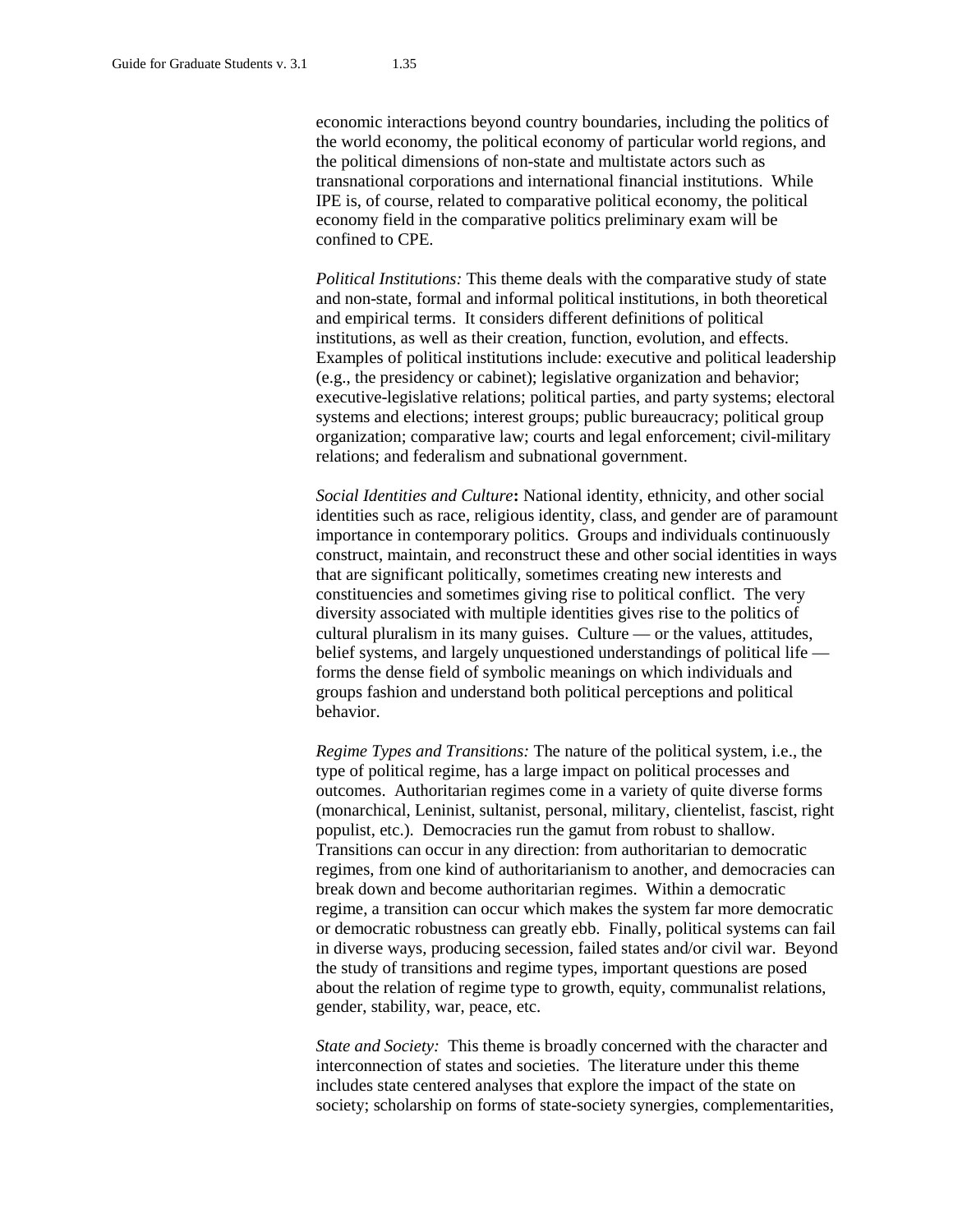economic interactions beyond country boundaries, including the politics of the world economy, the political economy of particular world regions, and the political dimensions of non-state and multistate actors such as transnational corporations and international financial institutions. While IPE is, of course, related to comparative political economy, the political economy field in the comparative politics preliminary exam will be confined to CPE.

*Political Institutions:* This theme deals with the comparative study of state and non-state, formal and informal political institutions, in both theoretical and empirical terms. It considers different definitions of political institutions, as well as their creation, function, evolution, and effects. Examples of political institutions include: executive and political leadership (e.g., the presidency or cabinet); legislative organization and behavior; executive-legislative relations; political parties, and party systems; electoral systems and elections; interest groups; public bureaucracy; political group organization; comparative law; courts and legal enforcement; civil-military relations; and federalism and subnational government.

*Social Identities and Culture***:** National identity, ethnicity, and other social identities such as race, religious identity, class, and gender are of paramount importance in contemporary politics. Groups and individuals continuously construct, maintain, and reconstruct these and other social identities in ways that are significant politically, sometimes creating new interests and constituencies and sometimes giving rise to political conflict. The very diversity associated with multiple identities gives rise to the politics of cultural pluralism in its many guises. Culture — or the values, attitudes, belief systems, and largely unquestioned understandings of political life — forms the dense field of symbolic meanings on which individuals and groups fashion and understand both political perceptions and political behavior.

*Regime Types and Transitions:* The nature of the political system, i.e., the type of political regime, has a large impact on political processes and outcomes. Authoritarian regimes come in a variety of quite diverse forms (monarchical, Leninist, sultanist, personal, military, clientelist, fascist, right populist, etc.). Democracies run the gamut from robust to shallow. Transitions can occur in any direction: from authoritarian to democratic regimes, from one kind of authoritarianism to another, and democracies can break down and become authoritarian regimes. Within a democratic regime, a transition can occur which makes the system far more democratic or democratic robustness can greatly ebb. Finally, political systems can fail in diverse ways, producing secession, failed states and/or civil war. Beyond the study of transitions and regime types, important questions are posed about the relation of regime type to growth, equity, communalist relations, gender, stability, war, peace, etc.

*State and Society:* This theme is broadly concerned with the character and interconnection of states and societies. The literature under this theme includes state centered analyses that explore the impact of the state on society; scholarship on forms of state-society synergies, complementarities,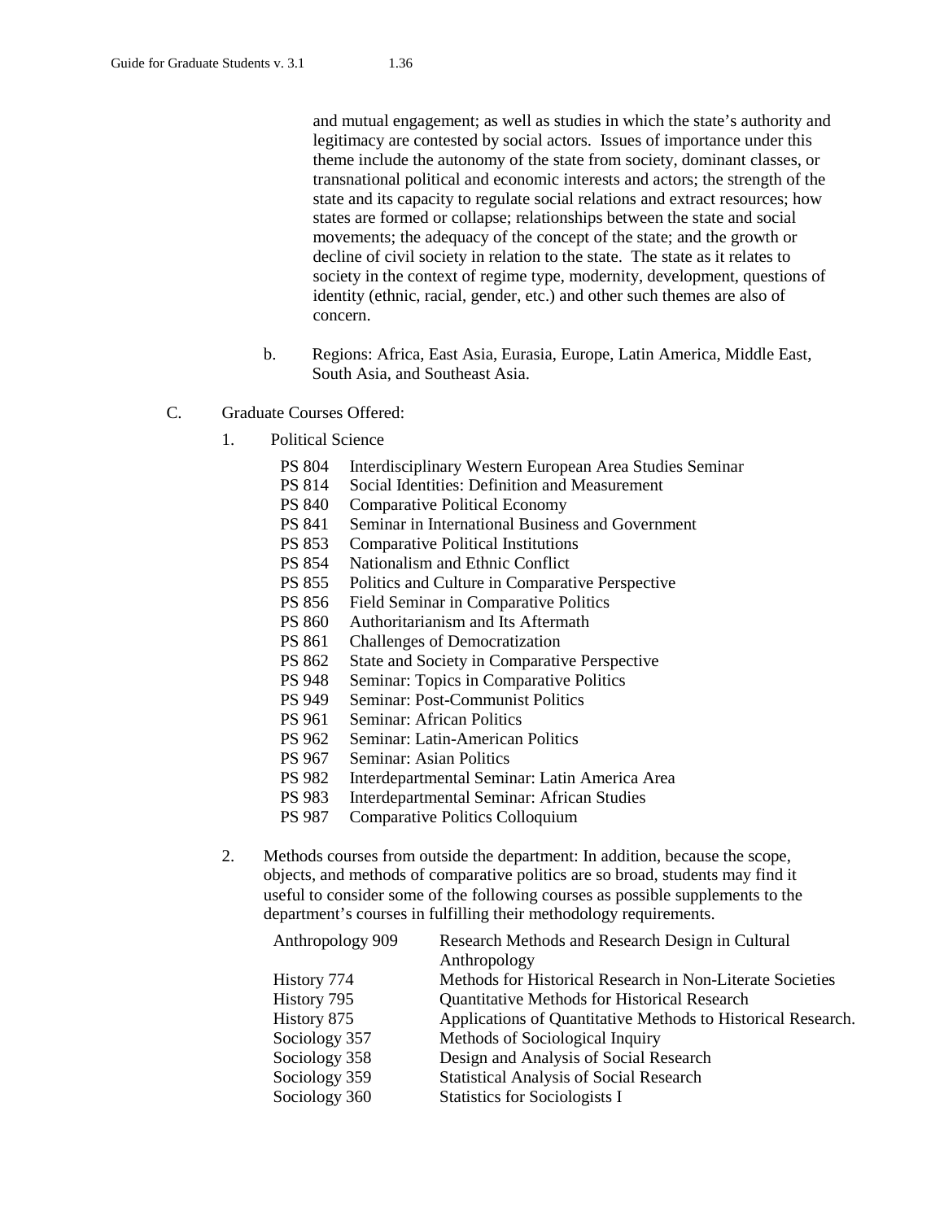and mutual engagement; as well as studies in which the state's authority and legitimacy are contested by social actors. Issues of importance under this theme include the autonomy of the state from society, dominant classes, or transnational political and economic interests and actors; the strength of the state and its capacity to regulate social relations and extract resources; how states are formed or collapse; relationships between the state and social movements; the adequacy of the concept of the state; and the growth or decline of civil society in relation to the state. The state as it relates to society in the context of regime type, modernity, development, questions of identity (ethnic, racial, gender, etc.) and other such themes are also of concern.

b. Regions: Africa, East Asia, Eurasia, Europe, Latin America, Middle East, South Asia, and Southeast Asia.

C. Graduate Courses Offered:

1. Political Science

| | |
|---|---|
| PS 804 | Interdisciplinary Western European Area Studies Seminar |
| PS 814 | Social Identities: Definition and Measurement |
| PS 840 | Comparative Political Economy |
| PS 841 | Seminar in International Business and Government |
| PS 853 | Comparative Political Institutions |
| PS 854 | Nationalism and Ethnic Conflict |
| PS 855 | Politics and Culture in Comparative Perspective |
| PS 856 | Field Seminar in Comparative Politics |
| PS 860 | Authoritarianism and Its Aftermath |
| PS 861 | Challenges of Democratization |
| PS 862 | State and Society in Comparative Perspective |
| PS 948 | Seminar: Topics in Comparative Politics |
| PS 949 | Seminar: Post-Communist Politics |
| PS 961 | Seminar: African Politics |
| PS 962 | Seminar: Latin-American Politics |
| PS 967 | Seminar: Asian Politics |
| PS 982 | Interdepartmental Seminar: Latin America Area |
| PS 983 | Interdepartmental Seminar: African Studies |
| PS 987 | Comparative Politics Colloquium |

2. Methods courses from outside the department: In addition, because the scope, objects, and methods of comparative politics are so broad, students may find it useful to consider some of the following courses as possible supplements to the department's courses in fulfilling their methodology requirements.

| | |
|---|---|
| Anthropology 909 | Research Methods and Research Design in Cultural Anthropology |
| History 774 | Methods for Historical Research in Non-Literate Societies |
| History 795 | Quantitative Methods for Historical Research |
| History 875 | Applications of Quantitative Methods to Historical Research. |
| Sociology 357 | Methods of Sociological Inquiry |
| Sociology 358 | Design and Analysis of Social Research |
| Sociology 359 | Statistical Analysis of Social Research |
| Sociology 360 | Statistics for Sociologists I |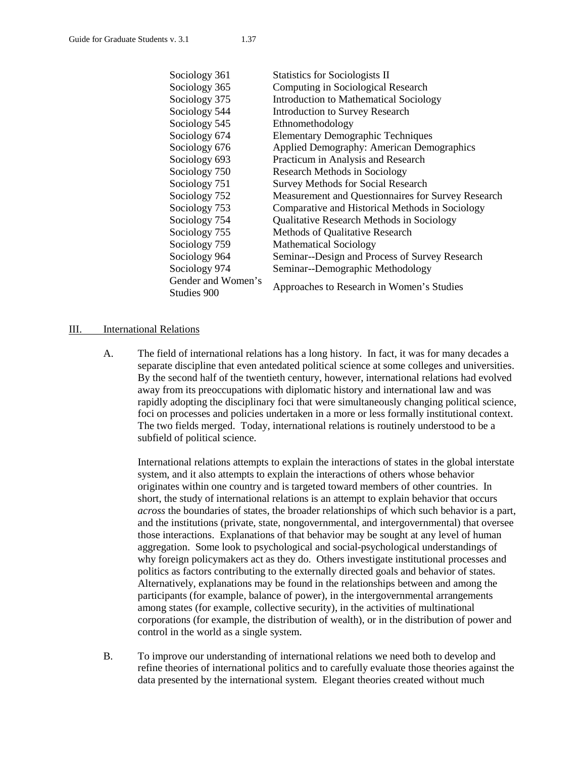| | |
|---|---|
| Sociology 361 | Statistics for Sociologists II |
| Sociology 365 | Computing in Sociological Research |
| Sociology 375 | Introduction to Mathematical Sociology |
| Sociology 544 | Introduction to Survey Research |
| Sociology 545 | Ethnomethodology |
| Sociology 674 | Elementary Demographic Techniques |
| Sociology 676 | Applied Demography: American Demographics |
| Sociology 693 | Practicum in Analysis and Research |
| Sociology 750 | Research Methods in Sociology |
| Sociology 751 | Survey Methods for Social Research |
| Sociology 752 | Measurement and Questionnaires for Survey Research |
| Sociology 753 | Comparative and Historical Methods in Sociology |
| Sociology 754 | Qualitative Research Methods in Sociology |
| Sociology 755 | Methods of Qualitative Research |
| Sociology 759 | Mathematical Sociology |
| Sociology 964 | Seminar--Design and Process of Survey Research |
| Sociology 974 | Seminar--Demographic Methodology |
| Gender and Women's Studies 900 | Approaches to Research in Women's Studies |

## III. International Relations

A. The field of international relations has a long history. In fact, it was for many decades a separate discipline that even antedated political science at some colleges and universities. By the second half of the twentieth century, however, international relations had evolved away from its preoccupations with diplomatic history and international law and was rapidly adopting the disciplinary foci that were simultaneously changing political science, foci on processes and policies undertaken in a more or less formally institutional context. The two fields merged. Today, international relations is routinely understood to be a subfield of political science.

International relations attempts to explain the interactions of states in the global interstate system, and it also attempts to explain the interactions of others whose behavior originates within one country and is targeted toward members of other countries. In short, the study of international relations is an attempt to explain behavior that occurs *across* the boundaries of states, the broader relationships of which such behavior is a part, and the institutions (private, state, nongovernmental, and intergovernmental) that oversee those interactions. Explanations of that behavior may be sought at any level of human aggregation. Some look to psychological and social-psychological understandings of why foreign policymakers act as they do. Others investigate institutional processes and politics as factors contributing to the externally directed goals and behavior of states. Alternatively, explanations may be found in the relationships between and among the participants (for example, balance of power), in the intergovernmental arrangements among states (for example, collective security), in the activities of multinational corporations (for example, the distribution of wealth), or in the distribution of power and control in the world as a single system.

B. To improve our understanding of international relations we need both to develop and refine theories of international politics and to carefully evaluate those theories against the data presented by the international system. Elegant theories created without much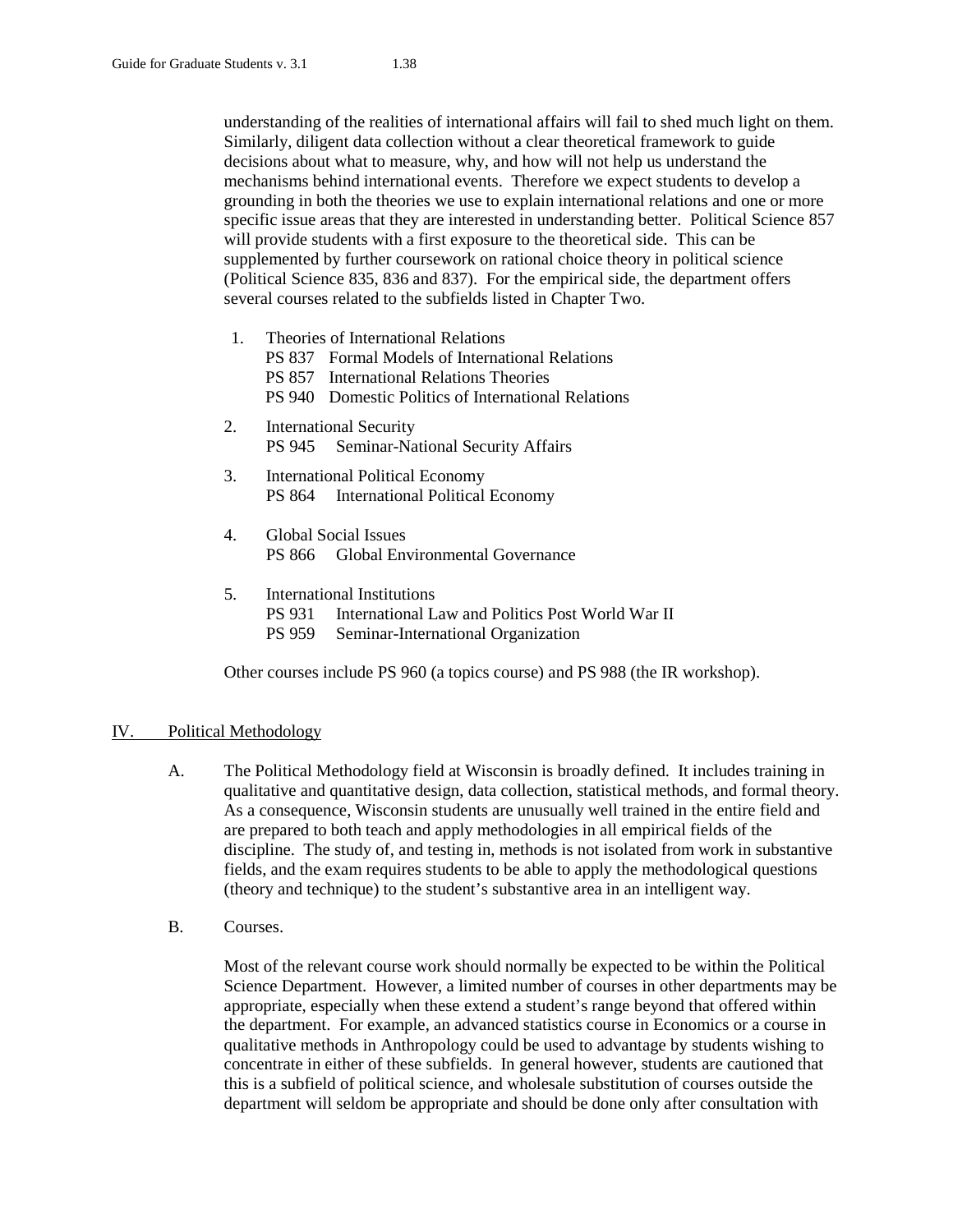understanding of the realities of international affairs will fail to shed much light on them. Similarly, diligent data collection without a clear theoretical framework to guide decisions about what to measure, why, and how will not help us understand the mechanisms behind international events. Therefore we expect students to develop a grounding in both the theories we use to explain international relations and one or more specific issue areas that they are interested in understanding better. Political Science 857 will provide students with a first exposure to the theoretical side. This can be supplemented by further coursework on rational choice theory in political science (Political Science 835, 836 and 837). For the empirical side, the department offers several courses related to the subfields listed in Chapter Two.

1. Theories of International Relations
   - PS 837 Formal Models of International Relations
   - PS 857 International Relations Theories
   - PS 940 Domestic Politics of International Relations
2. International Security
   - PS 945 Seminar-National Security Affairs
3. International Political Economy
   - PS 864 International Political Economy
4. Global Social Issues
   - PS 866 Global Environmental Governance
5. International Institutions
   - PS 931 International Law and Politics Post World War II
   - PS 959 Seminar-International Organization

Other courses include PS 960 (a topics course) and PS 988 (the IR workshop).

## IV. Political Methodology

A. The Political Methodology field at Wisconsin is broadly defined. It includes training in qualitative and quantitative design, data collection, statistical methods, and formal theory. As a consequence, Wisconsin students are unusually well trained in the entire field and are prepared to both teach and apply methodologies in all empirical fields of the discipline. The study of, and testing in, methods is not isolated from work in substantive fields, and the exam requires students to be able to apply the methodological questions (theory and technique) to the student's substantive area in an intelligent way.

B. Courses.

Most of the relevant course work should normally be expected to be within the Political Science Department. However, a limited number of courses in other departments may be appropriate, especially when these extend a student's range beyond that offered within the department. For example, an advanced statistics course in Economics or a course in qualitative methods in Anthropology could be used to advantage by students wishing to concentrate in either of these subfields. In general however, students are cautioned that this is a subfield of political science, and wholesale substitution of courses outside the department will seldom be appropriate and should be done only after consultation with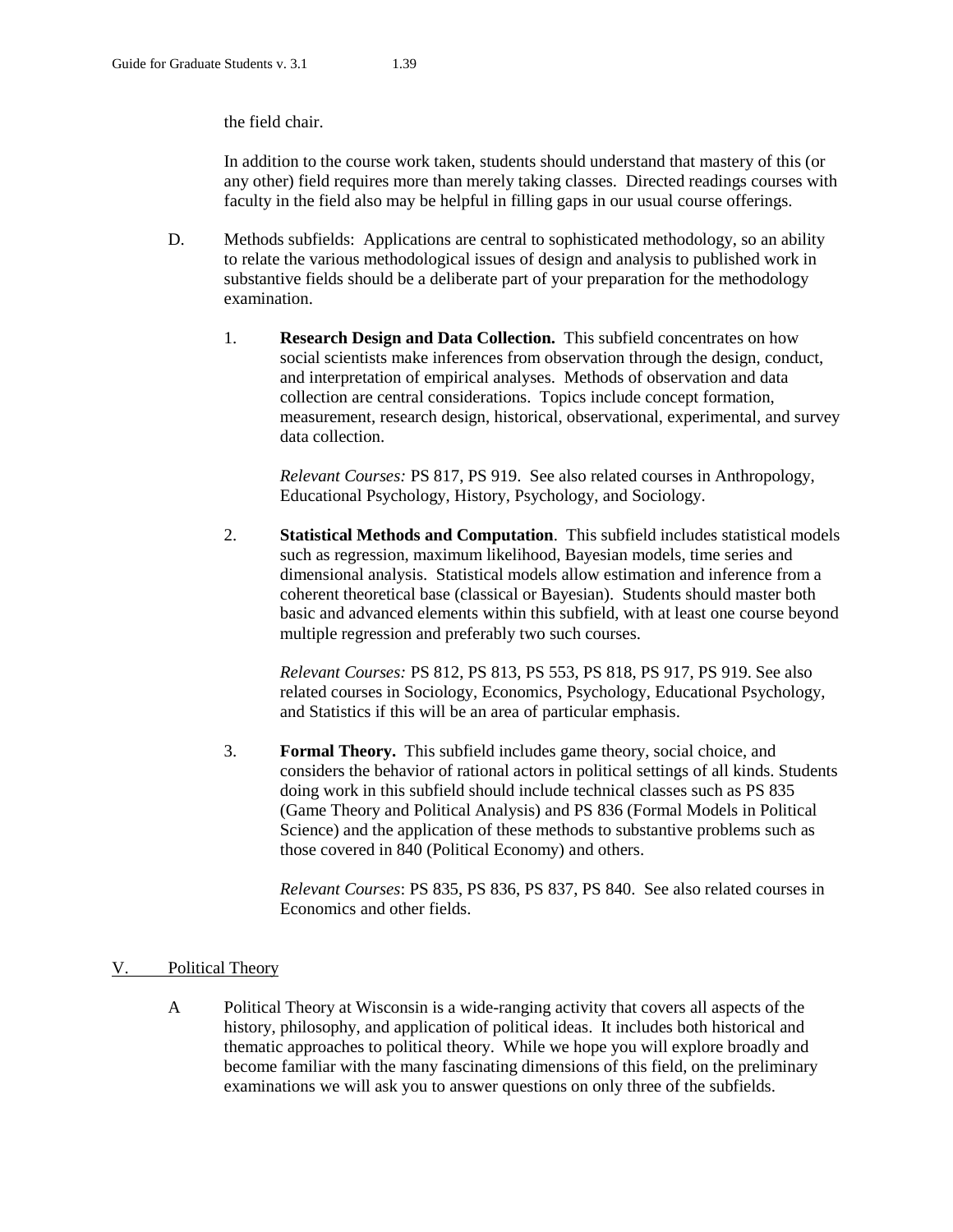the field chair.

In addition to the course work taken, students should understand that mastery of this (or any other) field requires more than merely taking classes. Directed readings courses with faculty in the field also may be helpful in filling gaps in our usual course offerings.

D. Methods subfields: Applications are central to sophisticated methodology, so an ability to relate the various methodological issues of design and analysis to published work in substantive fields should be a deliberate part of your preparation for the methodology examination.

1. **Research Design and Data Collection.** This subfield concentrates on how social scientists make inferences from observation through the design, conduct, and interpretation of empirical analyses. Methods of observation and data collection are central considerations. Topics include concept formation, measurement, research design, historical, observational, experimental, and survey data collection.

   *Relevant Courses:* PS 817, PS 919. See also related courses in Anthropology, Educational Psychology, History, Psychology, and Sociology.

2. **Statistical Methods and Computation**. This subfield includes statistical models such as regression, maximum likelihood, Bayesian models, time series and dimensional analysis. Statistical models allow estimation and inference from a coherent theoretical base (classical or Bayesian). Students should master both basic and advanced elements within this subfield, with at least one course beyond multiple regression and preferably two such courses.

   *Relevant Courses:* PS 812, PS 813, PS 553, PS 818, PS 917, PS 919. See also related courses in Sociology, Economics, Psychology, Educational Psychology, and Statistics if this will be an area of particular emphasis.

3. **Formal Theory.** This subfield includes game theory, social choice, and considers the behavior of rational actors in political settings of all kinds. Students doing work in this subfield should include technical classes such as PS 835 (Game Theory and Political Analysis) and PS 836 (Formal Models in Political Science) and the application of these methods to substantive problems such as those covered in 840 (Political Economy) and others.

   *Relevant Courses*: PS 835, PS 836, PS 837, PS 840. See also related courses in Economics and other fields.

## V. Political Theory

A Political Theory at Wisconsin is a wide-ranging activity that covers all aspects of the history, philosophy, and application of political ideas. It includes both historical and thematic approaches to political theory. While we hope you will explore broadly and become familiar with the many fascinating dimensions of this field, on the preliminary examinations we will ask you to answer questions on only three of the subfields.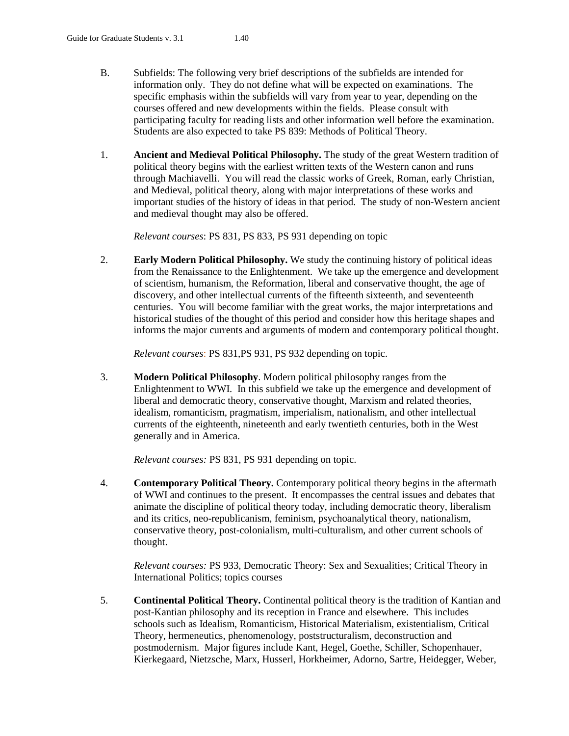B. Subfields: The following very brief descriptions of the subfields are intended for information only. They do not define what will be expected on examinations. The specific emphasis within the subfields will vary from year to year, depending on the courses offered and new developments within the fields. Please consult with participating faculty for reading lists and other information well before the examination. Students are also expected to take PS 839: Methods of Political Theory.

1. **Ancient and Medieval Political Philosophy.** The study of the great Western tradition of political theory begins with the earliest written texts of the Western canon and runs through Machiavelli. You will read the classic works of Greek, Roman, early Christian, and Medieval, political theory, along with major interpretations of these works and important studies of the history of ideas in that period. The study of non-Western ancient and medieval thought may also be offered.

   *Relevant courses*: PS 831, PS 833, PS 931 depending on topic

2. **Early Modern Political Philosophy.** We study the continuing history of political ideas from the Renaissance to the Enlightenment. We take up the emergence and development of scientism, humanism, the Reformation, liberal and conservative thought, the age of discovery, and other intellectual currents of the fifteenth sixteenth, and seventeenth centuries. You will become familiar with the great works, the major interpretations and historical studies of the thought of this period and consider how this heritage shapes and informs the major currents and arguments of modern and contemporary political thought.

   *Relevant courses*: PS 831,PS 931, PS 932 depending on topic.

3. **Modern Political Philosophy**. Modern political philosophy ranges from the Enlightenment to WWI. In this subfield we take up the emergence and development of liberal and democratic theory, conservative thought, Marxism and related theories, idealism, romanticism, pragmatism, imperialism, nationalism, and other intellectual currents of the eighteenth, nineteenth and early twentieth centuries, both in the West generally and in America.

   *Relevant courses:* PS 831, PS 931 depending on topic.

4. **Contemporary Political Theory.** Contemporary political theory begins in the aftermath of WWI and continues to the present. It encompasses the central issues and debates that animate the discipline of political theory today, including democratic theory, liberalism and its critics, neo-republicanism, feminism, psychoanalytical theory, nationalism, conservative theory, post-colonialism, multi-culturalism, and other current schools of thought.

   *Relevant courses:* PS 933, Democratic Theory: Sex and Sexualities; Critical Theory in International Politics; topics courses

5. **Continental Political Theory.** Continental political theory is the tradition of Kantian and post-Kantian philosophy and its reception in France and elsewhere. This includes schools such as Idealism, Romanticism, Historical Materialism, existentialism, Critical Theory, hermeneutics, phenomenology, poststructuralism, deconstruction and postmodernism. Major figures include Kant, Hegel, Goethe, Schiller, Schopenhauer, Kierkegaard, Nietzsche, Marx, Husserl, Horkheimer, Adorno, Sartre, Heidegger, Weber,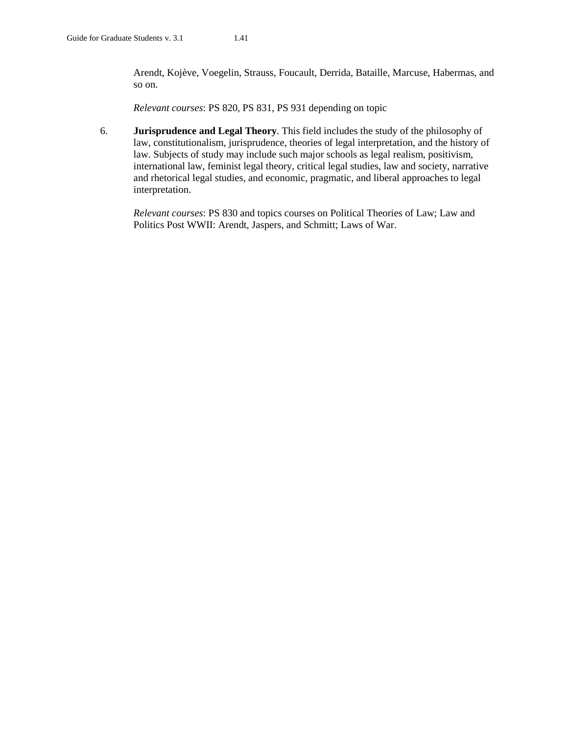Arendt, Kojève, Voegelin, Strauss, Foucault, Derrida, Bataille, Marcuse, Habermas, and so on.

*Relevant courses*: PS 820, PS 831, PS 931 depending on topic

6. **Jurisprudence and Legal Theory**. This field includes the study of the philosophy of law, constitutionalism, jurisprudence, theories of legal interpretation, and the history of law. Subjects of study may include such major schools as legal realism, positivism, international law, feminist legal theory, critical legal studies, law and society, narrative and rhetorical legal studies, and economic, pragmatic, and liberal approaches to legal interpretation.

   *Relevant courses*: PS 830 and topics courses on Political Theories of Law; Law and Politics Post WWII: Arendt, Jaspers, and Schmitt; Laws of War.